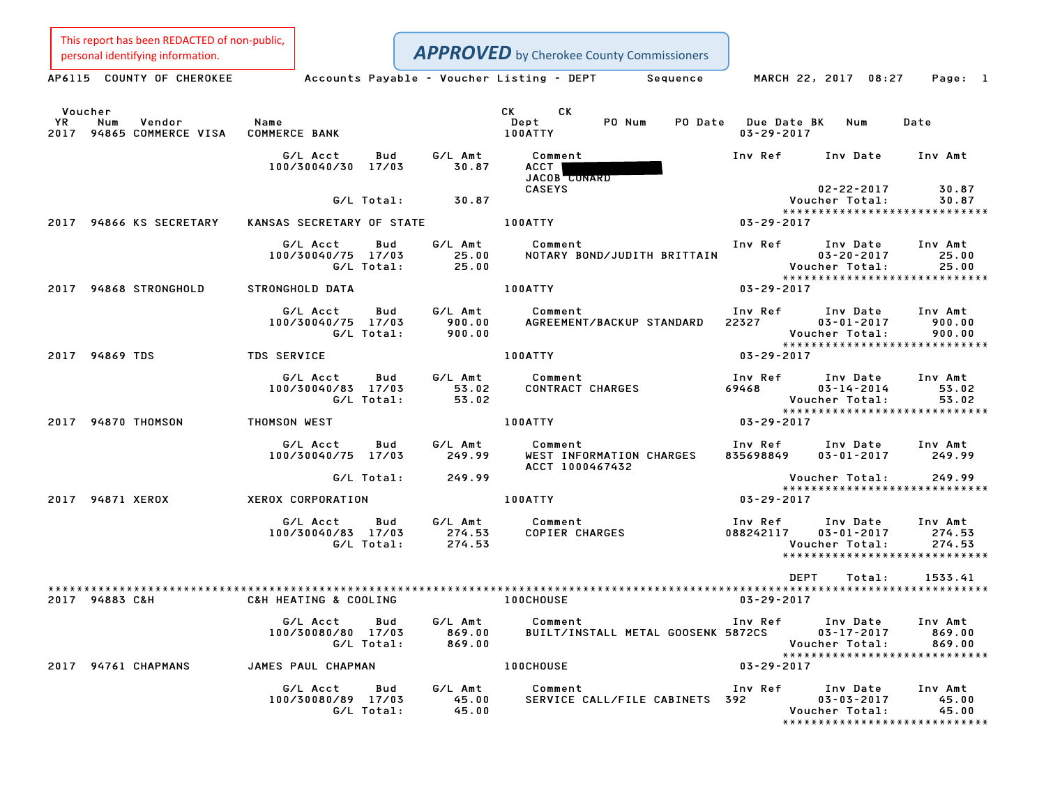This report has been REDACTED of non-public, personal identifying information.

**APPROVED** by Cherokee County Commissioners

AP6115 COUNTY OF CHEROKEE — Accounts Payable - Voucher Listing - DEPT Sequence — MARCH 22, 2017 08:27

| Voucher YR | Num | Vendor | Name | CK Dept | CK | PO Num | PO Date | Due Date | BK | Num | Date |
|---|---|---|---|---|---|---|---|---|---|---|---|
| 2017 | 94865 | COMMERCE VISA | COMMERCE BANK | 100ATTY | | | | 03-29-2017 | | | |

| G/L Acct | Bud | G/L Amt | Comment | Inv Ref | Inv Date | Inv Amt |
|---|---|---|---|---|---|---|
| 100/30040/30 | 17/03 | 30.87 | ACCT [REDACTED] JACOB CONARD CASEYS | | 02-22-2017 | 30.87 |
| G/L Total: | | 30.87 | | | Voucher Total: | 30.87 |

| Voucher YR | Num | Vendor | Name | CK Dept | Due Date |
|---|---|---|---|---|---|
| 2017 | 94866 | KS SECRETARY | KANSAS SECRETARY OF STATE | 100ATTY | 03-29-2017 |

| G/L Acct | Bud | G/L Amt | Comment | Inv Ref | Inv Date | Inv Amt |
|---|---|---|---|---|---|---|
| 100/30040/75 | 17/03 | 25.00 | NOTARY BOND/JUDITH BRITTAIN | | 03-20-2017 | 25.00 |
| G/L Total: | | 25.00 | | | Voucher Total: | 25.00 |

| Voucher YR | Num | Vendor | Name | CK Dept | Due Date |
|---|---|---|---|---|---|
| 2017 | 94868 | STRONGHOLD | STRONGHOLD DATA | 100ATTY | 03-29-2017 |

| G/L Acct | Bud | G/L Amt | Comment | Inv Ref | Inv Date | Inv Amt |
|---|---|---|---|---|---|---|
| 100/30040/75 | 17/03 | 900.00 | AGREEMENT/BACKUP STANDARD | 22327 | 03-01-2017 | 900.00 |
| G/L Total: | | 900.00 | | | Voucher Total: | 900.00 |

| Voucher YR | Num | Vendor | Name | CK Dept | Due Date |
|---|---|---|---|---|---|
| 2017 | 94869 | TDS | TDS SERVICE | 100ATTY | 03-29-2017 |

| G/L Acct | Bud | G/L Amt | Comment | Inv Ref | Inv Date | Inv Amt |
|---|---|---|---|---|---|---|
| 100/30040/83 | 17/03 | 53.02 | CONTRACT CHARGES | 69468 | 03-14-2014 | 53.02 |
| G/L Total: | | 53.02 | | | Voucher Total: | 53.02 |

| Voucher YR | Num | Vendor | Name | CK Dept | Due Date |
|---|---|---|---|---|---|
| 2017 | 94870 | THOMSON | THOMSON WEST | 100ATTY | 03-29-2017 |

| G/L Acct | Bud | G/L Amt | Comment | Inv Ref | Inv Date | Inv Amt |
|---|---|---|---|---|---|---|
| 100/30040/75 | 17/03 | 249.99 | WEST INFORMATION CHARGES ACCT 1000467432 | 835698849 | 03-01-2017 | 249.99 |
| G/L Total: | | 249.99 | | | Voucher Total: | 249.99 |

| Voucher YR | Num | Vendor | Name | CK Dept | Due Date |
|---|---|---|---|---|---|
| 2017 | 94871 | XEROX | XEROX CORPORATION | 100ATTY | 03-29-2017 |

| G/L Acct | Bud | G/L Amt | Comment | Inv Ref | Inv Date | Inv Amt |
|---|---|---|---|---|---|---|
| 100/30040/83 | 17/03 | 274.53 | COPIER CHARGES | 088242117 | 03-01-2017 | 274.53 |
| G/L Total: | | 274.53 | | | Voucher Total: | 274.53 |

DEPT Total: 1533.41

| Voucher YR | Num | Vendor | Name | CK Dept | Due Date |
|---|---|---|---|---|---|
| 2017 | 94883 | C&H | C&H HEATING & COOLING | 100CHOUSE | 03-29-2017 |

| G/L Acct | Bud | G/L Amt | Comment | Inv Ref | Inv Date | Inv Amt |
|---|---|---|---|---|---|---|
| 100/30080/80 | 17/03 | 869.00 | BUILT/INSTALL METAL GOOSENK | 5872CS | 03-17-2017 | 869.00 |
| G/L Total: | | 869.00 | | | Voucher Total: | 869.00 |

| Voucher YR | Num | Vendor | Name | CK Dept | Due Date |
|---|---|---|---|---|---|
| 2017 | 94761 | CHAPMANS | JAMES PAUL CHAPMAN | 100CHOUSE | 03-29-2017 |

| G/L Acct | Bud | G/L Amt | Comment | Inv Ref | Inv Date | Inv Amt |
|---|---|---|---|---|---|---|
| 100/30080/89 | 17/03 | 45.00 | SERVICE CALL/FILE CABINETS | 392 | 03-03-2017 | 45.00 |
| G/L Total: | | 45.00 | | | Voucher Total: | 45.00 |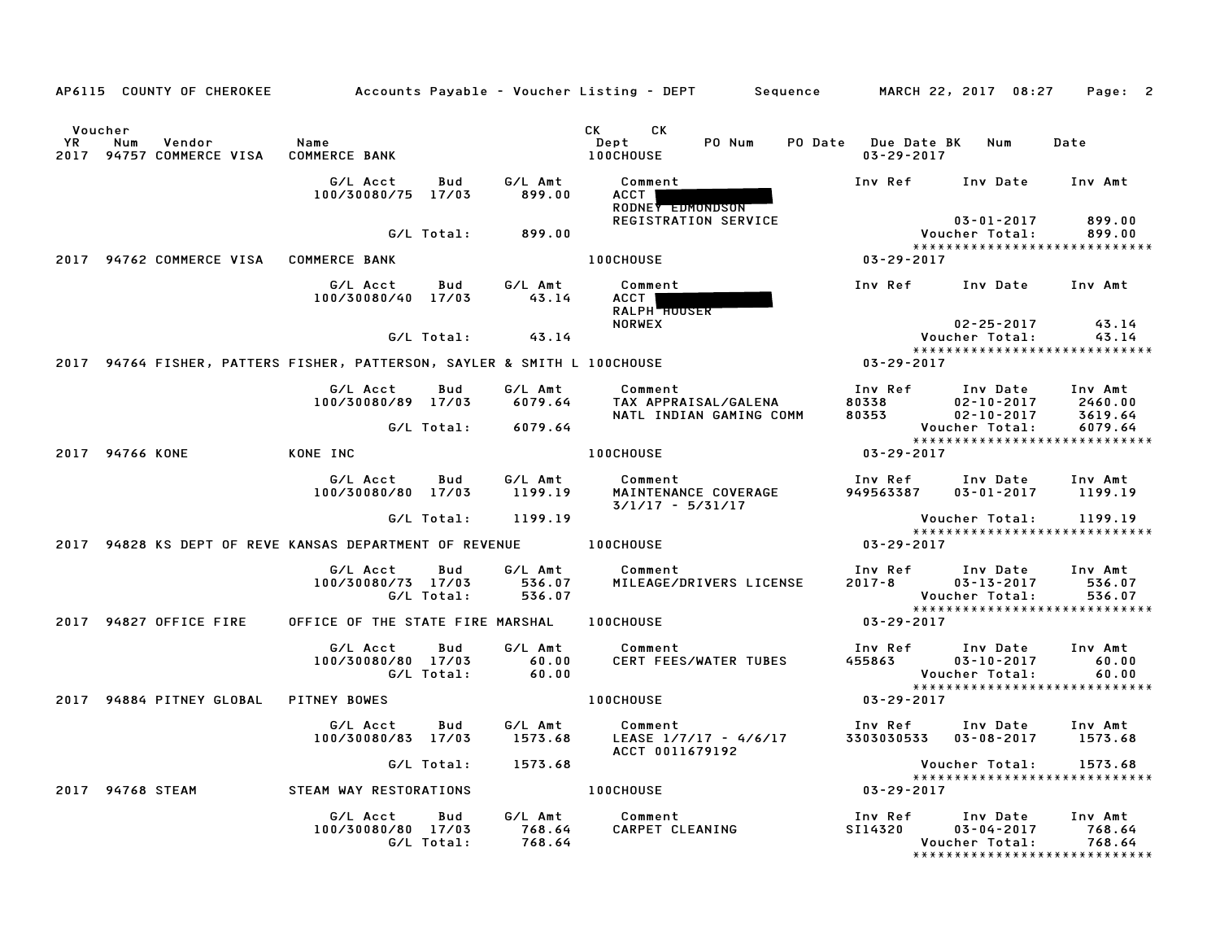AP6115 COUNTY OF CHEROKEE — Accounts Payable - Voucher Listing - DEPT — Sequence — MARCH 22, 2017 08:27

| Voucher YR | Num | Vendor | Name | CK Dept | CK PO Num | PO Date | Due Date BK | Num | Date |
|---|---|---|---|---|---|---|---|---|---|
| 2017 | 94757 | COMMERCE VISA | COMMERCE BANK | 100CHOUSE | | | 03-29-2017 | | |

| G/L Acct | Bud | G/L Amt | Comment | Inv Ref | Inv Date | Inv Amt |
|---|---|---|---|---|---|---|
| 100/30080/75 | 17/03 | 899.00 | ACCT [redacted] RODNEY EDMONDSON REGISTRATION SERVICE | | 03-01-2017 | 899.00 |
| | G/L Total: | 899.00 | | | Voucher Total: | 899.00 |

| Voucher YR | Num | Vendor | Name | CK Dept | Due Date |
|---|---|---|---|---|---|
| 2017 | 94762 | COMMERCE VISA | COMMERCE BANK | 100CHOUSE | 03-29-2017 |

| G/L Acct | Bud | G/L Amt | Comment | Inv Ref | Inv Date | Inv Amt |
|---|---|---|---|---|---|---|
| 100/30080/40 | 17/03 | 43.14 | ACCT [redacted] RALPH HOUSER NORWEX | | 02-25-2017 | 43.14 |
| | G/L Total: | 43.14 | | | Voucher Total: | 43.14 |

| Voucher YR | Num | Vendor | Name | CK Dept | Due Date |
|---|---|---|---|---|---|
| 2017 | 94764 | FISHER, PATTERS | FISHER, PATTERSON, SAYLER & SMITH L | 100CHOUSE | 03-29-2017 |

| G/L Acct | Bud | G/L Amt | Comment | Inv Ref | Inv Date | Inv Amt |
|---|---|---|---|---|---|---|
| 100/30080/89 | 17/03 | 6079.64 | TAX APPRAISAL/GALENA | 80338 | 02-10-2017 | 2460.00 |
| | | | NATL INDIAN GAMING COMM | 80353 | 02-10-2017 | 3619.64 |
| | G/L Total: | 6079.64 | | | Voucher Total: | 6079.64 |

| Voucher YR | Num | Vendor | Name | CK Dept | Due Date |
|---|---|---|---|---|---|
| 2017 | 94766 | KONE | KONE INC | 100CHOUSE | 03-29-2017 |

| G/L Acct | Bud | G/L Amt | Comment | Inv Ref | Inv Date | Inv Amt |
|---|---|---|---|---|---|---|
| 100/30080/80 | 17/03 | 1199.19 | MAINTENANCE COVERAGE 3/1/17 - 5/31/17 | 949563387 | 03-01-2017 | 1199.19 |
| | G/L Total: | 1199.19 | | | Voucher Total: | 1199.19 |

| Voucher YR | Num | Vendor | Name | CK Dept | Due Date |
|---|---|---|---|---|---|
| 2017 | 94828 | KS DEPT OF REVE | KANSAS DEPARTMENT OF REVENUE | 100CHOUSE | 03-29-2017 |

| G/L Acct | Bud | G/L Amt | Comment | Inv Ref | Inv Date | Inv Amt |
|---|---|---|---|---|---|---|
| 100/30080/73 | 17/03 | 536.07 | MILEAGE/DRIVERS LICENSE | 2017-8 | 03-13-2017 | 536.07 |
| | G/L Total: | 536.07 | | | Voucher Total: | 536.07 |

| Voucher YR | Num | Vendor | Name | CK Dept | Due Date |
|---|---|---|---|---|---|
| 2017 | 94827 | OFFICE FIRE | OFFICE OF THE STATE FIRE MARSHAL | 100CHOUSE | 03-29-2017 |

| G/L Acct | Bud | G/L Amt | Comment | Inv Ref | Inv Date | Inv Amt |
|---|---|---|---|---|---|---|
| 100/30080/80 | 17/03 | 60.00 | CERT FEES/WATER TUBES | 455863 | 03-10-2017 | 60.00 |
| | G/L Total: | 60.00 | | | Voucher Total: | 60.00 |

| Voucher YR | Num | Vendor | Name | CK Dept | Due Date |
|---|---|---|---|---|---|
| 2017 | 94884 | PITNEY GLOBAL | PITNEY BOWES | 100CHOUSE | 03-29-2017 |

| G/L Acct | Bud | G/L Amt | Comment | Inv Ref | Inv Date | Inv Amt |
|---|---|---|---|---|---|---|
| 100/30080/83 | 17/03 | 1573.68 | LEASE 1/7/17 - 4/6/17 ACCT 0011679192 | 3303030533 | 03-08-2017 | 1573.68 |
| | G/L Total: | 1573.68 | | | Voucher Total: | 1573.68 |

| Voucher YR | Num | Vendor | Name | CK Dept | Due Date |
|---|---|---|---|---|---|
| 2017 | 94768 | STEAM | STEAM WAY RESTORATIONS | 100CHOUSE | 03-29-2017 |

| G/L Acct | Bud | G/L Amt | Comment | Inv Ref | Inv Date | Inv Amt |
|---|---|---|---|---|---|---|
| 100/30080/80 | 17/03 | 768.64 | CARPET CLEANING | SI14320 | 03-04-2017 | 768.64 |
| | G/L Total: | 768.64 | | | Voucher Total: | 768.64 |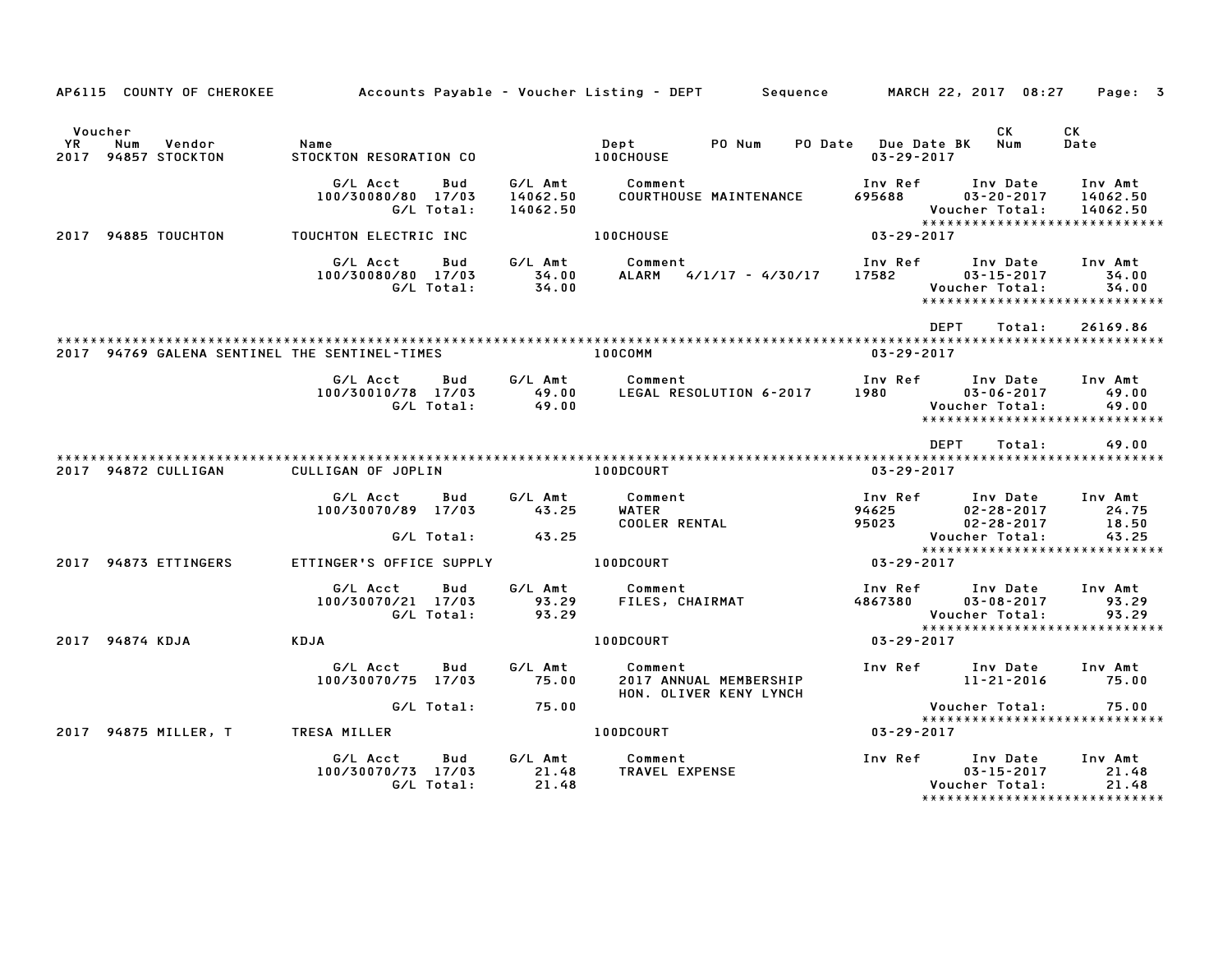AP6115 COUNTY OF CHEROKEE — Accounts Payable - Voucher Listing - DEPT — Sequence — MARCH 22, 2017 08:27

| Voucher YR | Num | Vendor | Name | Dept | PO Num | PO Date | Due Date | BK | CK Num | CK Date |
|---|---|---|---|---|---|---|---|---|---|---|
| 2017 | 94857 | STOCKTON | STOCKTON RESORATION CO | 100CHOUSE | | | 03-29-2017 | | | |

| G/L Acct | Bud | G/L Amt | Comment | Inv Ref | Inv Date | Inv Amt |
|---|---|---|---|---|---|---|
| 100/30080/80 | 17/03 | 14062.50 | COURTHOUSE MAINTENANCE | 695688 | 03-20-2017 | 14062.50 |
| | G/L Total: | 14062.50 | | | Voucher Total: | 14062.50 |

*****************************

| Voucher YR | Num | Vendor | Name | Dept | Due Date |
|---|---|---|---|---|---|
| 2017 | 94885 | TOUCHTON | TOUCHTON ELECTRIC INC | 100CHOUSE | 03-29-2017 |

| G/L Acct | Bud | G/L Amt | Comment | Inv Ref | Inv Date | Inv Amt |
|---|---|---|---|---|---|---|
| 100/30080/80 | 17/03 | 34.00 | ALARM 4/1/17 - 4/30/17 | 17582 | 03-15-2017 | 34.00 |
| | G/L Total: | 34.00 | | | Voucher Total: | 34.00 |

*****************************

DEPT Total: 26169.86

*****************************

| Voucher YR | Num | Vendor | Name | Dept | Due Date |
|---|---|---|---|---|---|
| 2017 | 94769 | GALENA SENTINEL | THE SENTINEL-TIMES | 100COMM | 03-29-2017 |

| G/L Acct | Bud | G/L Amt | Comment | Inv Ref | Inv Date | Inv Amt |
|---|---|---|---|---|---|---|
| 100/30010/78 | 17/03 | 49.00 | LEGAL RESOLUTION 6-2017 | 1980 | 03-06-2017 | 49.00 |
| | G/L Total: | 49.00 | | | Voucher Total: | 49.00 |

*****************************

DEPT Total: 49.00

*****************************

| Voucher YR | Num | Vendor | Name | Dept | Due Date |
|---|---|---|---|---|---|
| 2017 | 94872 | CULLIGAN | CULLIGAN OF JOPLIN | 100DCOURT | 03-29-2017 |

| G/L Acct | Bud | G/L Amt | Comment | Inv Ref | Inv Date | Inv Amt |
|---|---|---|---|---|---|---|
| 100/30070/89 | 17/03 | 43.25 | WATER | 94625 | 02-28-2017 | 24.75 |
| | | | COOLER RENTAL | 95023 | 02-28-2017 | 18.50 |
| | G/L Total: | 43.25 | | | Voucher Total: | 43.25 |

*****************************

| Voucher YR | Num | Vendor | Name | Dept | Due Date |
|---|---|---|---|---|---|
| 2017 | 94873 | ETTINGERS | ETTINGER'S OFFICE SUPPLY | 100DCOURT | 03-29-2017 |

| G/L Acct | Bud | G/L Amt | Comment | Inv Ref | Inv Date | Inv Amt |
|---|---|---|---|---|---|---|
| 100/30070/21 | 17/03 | 93.29 | FILES, CHAIRMAT | 4867380 | 03-08-2017 | 93.29 |
| | G/L Total: | 93.29 | | | Voucher Total: | 93.29 |

*****************************

| Voucher YR | Num | Vendor | Name | Dept | Due Date |
|---|---|---|---|---|---|
| 2017 | 94874 | KDJA | KDJA | 100DCOURT | 03-29-2017 |

| G/L Acct | Bud | G/L Amt | Comment | Inv Ref | Inv Date | Inv Amt |
|---|---|---|---|---|---|---|
| 100/30070/75 | 17/03 | 75.00 | 2017 ANNUAL MEMBERSHIP | | 11-21-2016 | 75.00 |
| | | | HON. OLIVER KENY LYNCH | | | |
| | G/L Total: | 75.00 | | | Voucher Total: | 75.00 |

*****************************

| Voucher YR | Num | Vendor | Name | Dept | Due Date |
|---|---|---|---|---|---|
| 2017 | 94875 | MILLER, T | TRESA MILLER | 100DCOURT | 03-29-2017 |

| G/L Acct | Bud | G/L Amt | Comment | Inv Ref | Inv Date | Inv Amt |
|---|---|---|---|---|---|---|
| 100/30070/73 | 17/03 | 21.48 | TRAVEL EXPENSE | | 03-15-2017 | 21.48 |
| | G/L Total: | 21.48 | | | Voucher Total: | 21.48 |

*****************************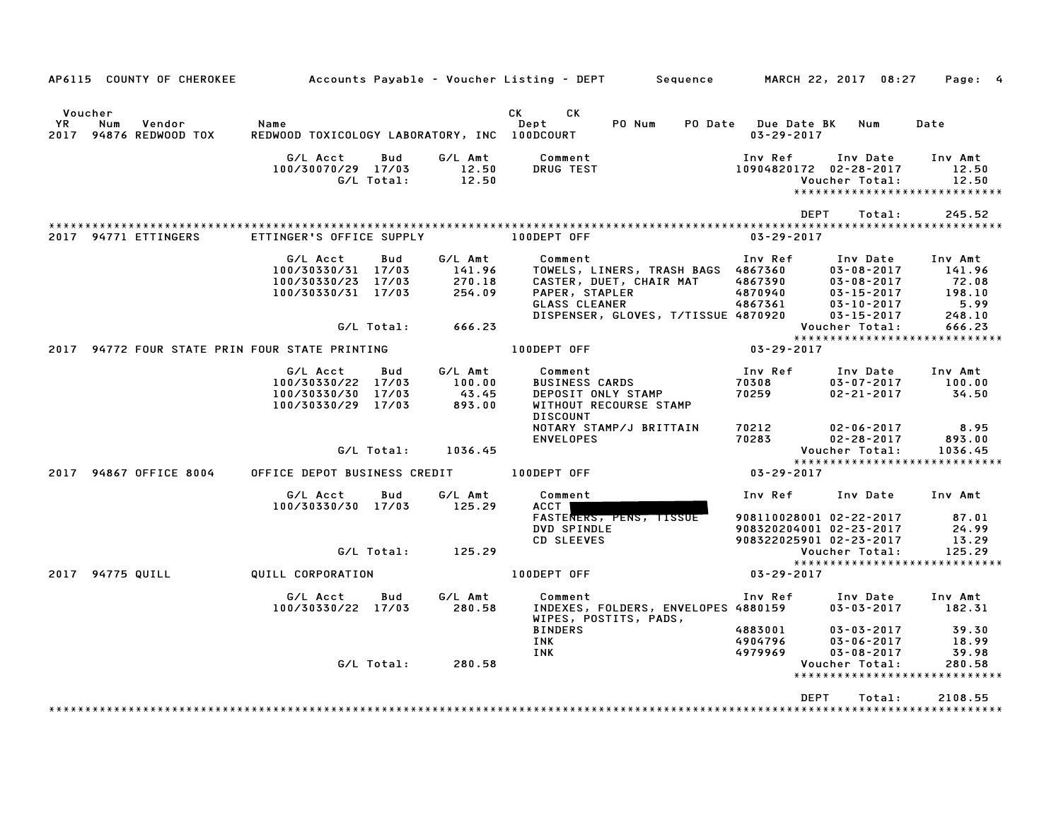AP6115 COUNTY OF CHEROKEE — Accounts Payable - Voucher Listing - DEPT — Sequence — MARCH 22, 2017 08:27

| Voucher YR | Num | Vendor | Name | CK Dept | CK | PO Num | PO Date | Due Date | BK | Num | Date |
|---|---|---|---|---|---|---|---|---|---|---|---|
| 2017 | 94876 | REDWOOD TOX | REDWOOD TOXICOLOGY LABORATORY, INC | 100DCOURT | | | | 03-29-2017 | | | |

| G/L Acct | Bud | G/L Amt | Comment | Inv Ref | Inv Date | Inv Amt |
|---|---|---|---|---|---|---|
| 100/30070/29 | 17/03 | 12.50 | DRUG TEST | 10904820172 | 02-28-2017 | 12.50 |
| | G/L Total: | 12.50 | | | Voucher Total: | 12.50 |

*****************************

DEPT Total: 245.52

*****************************

| Voucher YR | Num | Vendor | Name | CK Dept | Due Date |
|---|---|---|---|---|---|
| 2017 | 94771 | ETTINGERS | ETTINGER'S OFFICE SUPPLY | 100DEPT OFF | 03-29-2017 |

| G/L Acct | Bud | G/L Amt | Comment | Inv Ref | Inv Date | Inv Amt |
|---|---|---|---|---|---|---|
| 100/30330/31 | 17/03 | 141.96 | TOWELS, LINERS, TRASH BAGS | 4867360 | 03-08-2017 | 141.96 |
| 100/30330/23 | 17/03 | 270.18 | CASTER, DUET, CHAIR MAT | 4867390 | 03-08-2017 | 72.08 |
| 100/30330/31 | 17/03 | 254.09 | PAPER, STAPLER | 4870940 | 03-15-2017 | 198.10 |
| | | | GLASS CLEANER | 4867361 | 03-10-2017 | 5.99 |
| | | | DISPENSER, GLOVES, T/TISSUE | 4870920 | 03-15-2017 | 248.10 |
| | G/L Total: | 666.23 | | | Voucher Total: | 666.23 |

*****************************

| Voucher YR | Num | Vendor | Name | CK Dept | Due Date |
|---|---|---|---|---|---|
| 2017 | 94772 | FOUR STATE PRIN | FOUR STATE PRINTING | 100DEPT OFF | 03-29-2017 |

| G/L Acct | Bud | G/L Amt | Comment | Inv Ref | Inv Date | Inv Amt |
|---|---|---|---|---|---|---|
| 100/30330/22 | 17/03 | 100.00 | BUSINESS CARDS | 70308 | 03-07-2017 | 100.00 |
| 100/30330/30 | 17/03 | 43.45 | DEPOSIT ONLY STAMP | 70259 | 02-21-2017 | 34.50 |
| 100/30330/29 | 17/03 | 893.00 | WITHOUT RECOURSE STAMP | | | |
| | | | DISCOUNT | | | |
| | | | NOTARY STAMP/J BRITTAIN | 70212 | 02-06-2017 | 8.95 |
| | | | ENVELOPES | 70283 | 02-28-2017 | 893.00 |
| | G/L Total: | 1036.45 | | | Voucher Total: | 1036.45 |

*****************************

| Voucher YR | Num | Vendor | Name | CK Dept | Due Date |
|---|---|---|---|---|---|
| 2017 | 94867 | OFFICE 8004 | OFFICE DEPOT BUSINESS CREDIT | 100DEPT OFF | 03-29-2017 |

| G/L Acct | Bud | G/L Amt | Comment | Inv Ref | Inv Date | Inv Amt |
|---|---|---|---|---|---|---|
| 100/30330/30 | 17/03 | 125.29 | ACCT [REDACTED] | | | |
| | | | FASTENERS, PENS, TISSUE | 908110028001 | 02-22-2017 | 87.01 |
| | | | DVD SPINDLE | 908320204001 | 02-23-2017 | 24.99 |
| | | | CD SLEEVES | 908322025901 | 02-23-2017 | 13.29 |
| | G/L Total: | 125.29 | | | Voucher Total: | 125.29 |

*****************************

| Voucher YR | Num | Vendor | Name | CK Dept | Due Date |
|---|---|---|---|---|---|
| 2017 | 94775 | QUILL | QUILL CORPORATION | 100DEPT OFF | 03-29-2017 |

| G/L Acct | Bud | G/L Amt | Comment | Inv Ref | Inv Date | Inv Amt |
|---|---|---|---|---|---|---|
| 100/30330/22 | 17/03 | 280.58 | INDEXES, FOLDERS, ENVELOPES | 4880159 | 03-03-2017 | 182.31 |
| | | | WIPES, POSTITS, PADS, | | | |
| | | | BINDERS | 4883001 | 03-03-2017 | 39.30 |
| | | | INK | 4904796 | 03-06-2017 | 18.99 |
| | | | INK | 4979969 | 03-08-2017 | 39.98 |
| | G/L Total: | 280.58 | | | Voucher Total: | 280.58 |

*****************************

DEPT Total: 2108.55

*****************************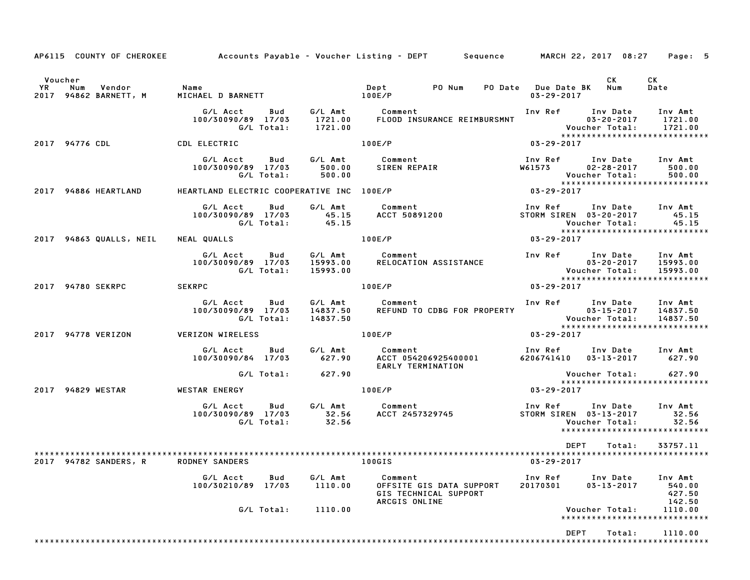AP6115 COUNTY OF CHEROKEE — Accounts Payable - Voucher Listing - DEPT — Sequence — MARCH 22, 2017 08:27

| Voucher YR | Num | Vendor | Name | Dept | PO Num | PO Date | Due Date BK | CK Num | CK Date |
|---|---|---|---|---|---|---|---|---|---|
| 2017 | 94862 | BARNETT, M | MICHAEL D BARNETT | 100E/P | | | 03-29-2017 | | |

| G/L Acct | Bud | G/L Amt | Comment | Inv Ref | Inv Date | Inv Amt |
|---|---|---|---|---|---|---|
| 100/30090/89 | 17/03 | 1721.00 | FLOOD INSURANCE REIMBURSMNT | | 03-20-2017 | 1721.00 |
| | G/L Total: | 1721.00 | | | Voucher Total: | 1721.00 |

| YR | Num | Vendor | Name | Dept | Due Date |
|---|---|---|---|---|---|
| 2017 | 94776 | CDL | CDL ELECTRIC | 100E/P | 03-29-2017 |

| G/L Acct | Bud | G/L Amt | Comment | Inv Ref | Inv Date | Inv Amt |
|---|---|---|---|---|---|---|
| 100/30090/89 | 17/03 | 500.00 | SIREN REPAIR | W61573 | 02-28-2017 | 500.00 |
| | G/L Total: | 500.00 | | | Voucher Total: | 500.00 |

| YR | Num | Vendor | Name | Dept | Due Date |
|---|---|---|---|---|---|
| 2017 | 94886 | HEARTLAND | HEARTLAND ELECTRIC COOPERATIVE INC | 100E/P | 03-29-2017 |

| G/L Acct | Bud | G/L Amt | Comment | Inv Ref | Inv Date | Inv Amt |
|---|---|---|---|---|---|---|
| 100/30090/89 | 17/03 | 45.15 | ACCT 50891200 | STORM SIREN | 03-20-2017 | 45.15 |
| | G/L Total: | 45.15 | | | Voucher Total: | 45.15 |

| YR | Num | Vendor | Name | Dept | Due Date |
|---|---|---|---|---|---|
| 2017 | 94863 | QUALLS, NEIL | NEAL QUALLS | 100E/P | 03-29-2017 |

| G/L Acct | Bud | G/L Amt | Comment | Inv Ref | Inv Date | Inv Amt |
|---|---|---|---|---|---|---|
| 100/30090/89 | 17/03 | 15993.00 | RELOCATION ASSISTANCE | | 03-20-2017 | 15993.00 |
| | G/L Total: | 15993.00 | | | Voucher Total: | 15993.00 |

| YR | Num | Vendor | Name | Dept | Due Date |
|---|---|---|---|---|---|
| 2017 | 94780 | SEKRPC | SEKRPC | 100E/P | 03-29-2017 |

| G/L Acct | Bud | G/L Amt | Comment | Inv Ref | Inv Date | Inv Amt |
|---|---|---|---|---|---|---|
| 100/30090/89 | 17/03 | 14837.50 | REFUND TO CDBG FOR PROPERTY | | 03-15-2017 | 14837.50 |
| | G/L Total: | 14837.50 | | | Voucher Total: | 14837.50 |

| YR | Num | Vendor | Name | Dept | Due Date |
|---|---|---|---|---|---|
| 2017 | 94778 | VERIZON | VERIZON WIRELESS | 100E/P | 03-29-2017 |

| G/L Acct | Bud | G/L Amt | Comment | Inv Ref | Inv Date | Inv Amt |
|---|---|---|---|---|---|---|
| 100/30090/84 | 17/03 | 627.90 | ACCT 054206925400001 EARLY TERMINATION | 6206741410 | 03-13-2017 | 627.90 |
| | G/L Total: | 627.90 | | | Voucher Total: | 627.90 |

| YR | Num | Vendor | Name | Dept | Due Date |
|---|---|---|---|---|---|
| 2017 | 94829 | WESTAR | WESTAR ENERGY | 100E/P | 03-29-2017 |

| G/L Acct | Bud | G/L Amt | Comment | Inv Ref | Inv Date | Inv Amt |
|---|---|---|---|---|---|---|
| 100/30090/89 | 17/03 | 32.56 | ACCT 2457329745 | STORM SIREN | 03-13-2017 | 32.56 |
| | G/L Total: | 32.56 | | | Voucher Total: | 32.56 |

DEPT Total: 33757.11

| YR | Num | Vendor | Name | Dept | Due Date |
|---|---|---|---|---|---|
| 2017 | 94782 | SANDERS, R | RODNEY SANDERS | 100GIS | 03-29-2017 |

| G/L Acct | Bud | G/L Amt | Comment | Inv Ref | Inv Date | Inv Amt |
|---|---|---|---|---|---|---|
| 100/30210/89 | 17/03 | 1110.00 | OFFSITE GIS DATA SUPPORT | 20170301 | 03-13-2017 | 540.00 |
| | | | GIS TECHNICAL SUPPORT | | | 427.50 |
| | | | ARCGIS ONLINE | | | 142.50 |
| | G/L Total: | 1110.00 | | | Voucher Total: | 1110.00 |

DEPT Total: 1110.00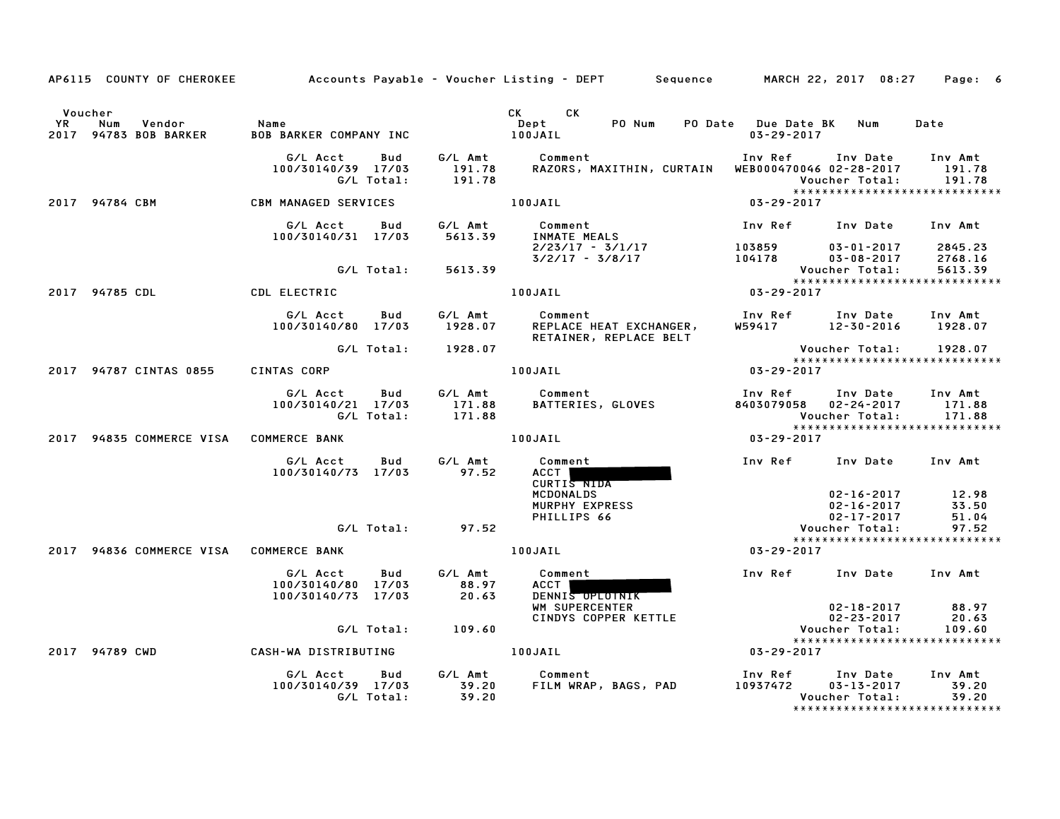AP6115 COUNTY OF CHEROKEE Accounts Payable - Voucher Listing - DEPT Sequence MARCH 22, 2017 08:27

| Voucher YR | Num | Vendor | Name | CK Dept | CK | PO Num | PO Date | Due Date | BK | Num | Date |
|---|---|---|---|---|---|---|---|---|---|---|---|
| 2017 | 94783 | BOB BARKER | BOB BARKER COMPANY INC | 100JAIL | | | | 03-29-2017 | | | |

| G/L Acct | Bud | G/L Amt | Comment | Inv Ref | Inv Date | Inv Amt |
|---|---|---|---|---|---|---|
| 100/30140/39 | 17/03 | 191.78 | RAZORS, MAXITHIN, CURTAIN | WEB000470046 | 02-28-2017 | 191.78 |
| | G/L Total: | 191.78 | | | Voucher Total: | 191.78 |

******************************

| Voucher YR | Num | Vendor | Name | CK Dept | Due Date |
|---|---|---|---|---|---|
| 2017 | 94784 | CBM | CBM MANAGED SERVICES | 100JAIL | 03-29-2017 |

| G/L Acct | Bud | G/L Amt | Comment | Inv Ref | Inv Date | Inv Amt |
|---|---|---|---|---|---|---|
| 100/30140/31 | 17/03 | 5613.39 | INMATE MEALS | | | |
| | | | 2/23/17 - 3/1/17 | 103859 | 03-01-2017 | 2845.23 |
| | | | 3/2/17 - 3/8/17 | 104178 | 03-08-2017 | 2768.16 |
| | G/L Total: | 5613.39 | | | Voucher Total: | 5613.39 |

******************************

| Voucher YR | Num | Vendor | Name | CK Dept | Due Date |
|---|---|---|---|---|---|
| 2017 | 94785 | CDL | CDL ELECTRIC | 100JAIL | 03-29-2017 |

| G/L Acct | Bud | G/L Amt | Comment | Inv Ref | Inv Date | Inv Amt |
|---|---|---|---|---|---|---|
| 100/30140/80 | 17/03 | 1928.07 | REPLACE HEAT EXCHANGER, RETAINER, REPLACE BELT | W59417 | 12-30-2016 | 1928.07 |
| | G/L Total: | 1928.07 | | | Voucher Total: | 1928.07 |

******************************

| Voucher YR | Num | Vendor | Name | CK Dept | Due Date |
|---|---|---|---|---|---|
| 2017 | 94787 | CINTAS 0855 | CINTAS CORP | 100JAIL | 03-29-2017 |

| G/L Acct | Bud | G/L Amt | Comment | Inv Ref | Inv Date | Inv Amt |
|---|---|---|---|---|---|---|
| 100/30140/21 | 17/03 | 171.88 | BATTERIES, GLOVES | 8403079058 | 02-24-2017 | 171.88 |
| | G/L Total: | 171.88 | | | Voucher Total: | 171.88 |

******************************

| Voucher YR | Num | Vendor | Name | CK Dept | Due Date |
|---|---|---|---|---|---|
| 2017 | 94835 | COMMERCE VISA | COMMERCE BANK | 100JAIL | 03-29-2017 |

| G/L Acct | Bud | G/L Amt | Comment | Inv Ref | Inv Date | Inv Amt |
|---|---|---|---|---|---|---|
| 100/30140/73 | 17/03 | 97.52 | ACCT [REDACTED] | | | |
| | | | CURTIS NIDA | | | |
| | | | MCDONALDS | | 02-16-2017 | 12.98 |
| | | | MURPHY EXPRESS | | 02-16-2017 | 33.50 |
| | | | PHILLIPS 66 | | 02-17-2017 | 51.04 |
| | G/L Total: | 97.52 | | | Voucher Total: | 97.52 |

******************************

| Voucher YR | Num | Vendor | Name | CK Dept | Due Date |
|---|---|---|---|---|---|
| 2017 | 94836 | COMMERCE VISA | COMMERCE BANK | 100JAIL | 03-29-2017 |

| G/L Acct | Bud | G/L Amt | Comment | Inv Ref | Inv Date | Inv Amt |
|---|---|---|---|---|---|---|
| 100/30140/80 | 17/03 | 88.97 | ACCT [REDACTED] | | | |
| 100/30140/73 | 17/03 | 20.63 | DENNIS OPLOTNIK | | | |
| | | | WM SUPERCENTER | | 02-18-2017 | 88.97 |
| | | | CINDYS COPPER KETTLE | | 02-23-2017 | 20.63 |
| | G/L Total: | 109.60 | | | Voucher Total: | 109.60 |

******************************

| Voucher YR | Num | Vendor | Name | CK Dept | Due Date |
|---|---|---|---|---|---|
| 2017 | 94789 | CWD | CASH-WA DISTRIBUTING | 100JAIL | 03-29-2017 |

| G/L Acct | Bud | G/L Amt | Comment | Inv Ref | Inv Date | Inv Amt |
|---|---|---|---|---|---|---|
| 100/30140/39 | 17/03 | 39.20 | FILM WRAP, BAGS, PAD | 10937472 | 03-13-2017 | 39.20 |
| | G/L Total: | 39.20 | | | Voucher Total: | 39.20 |

******************************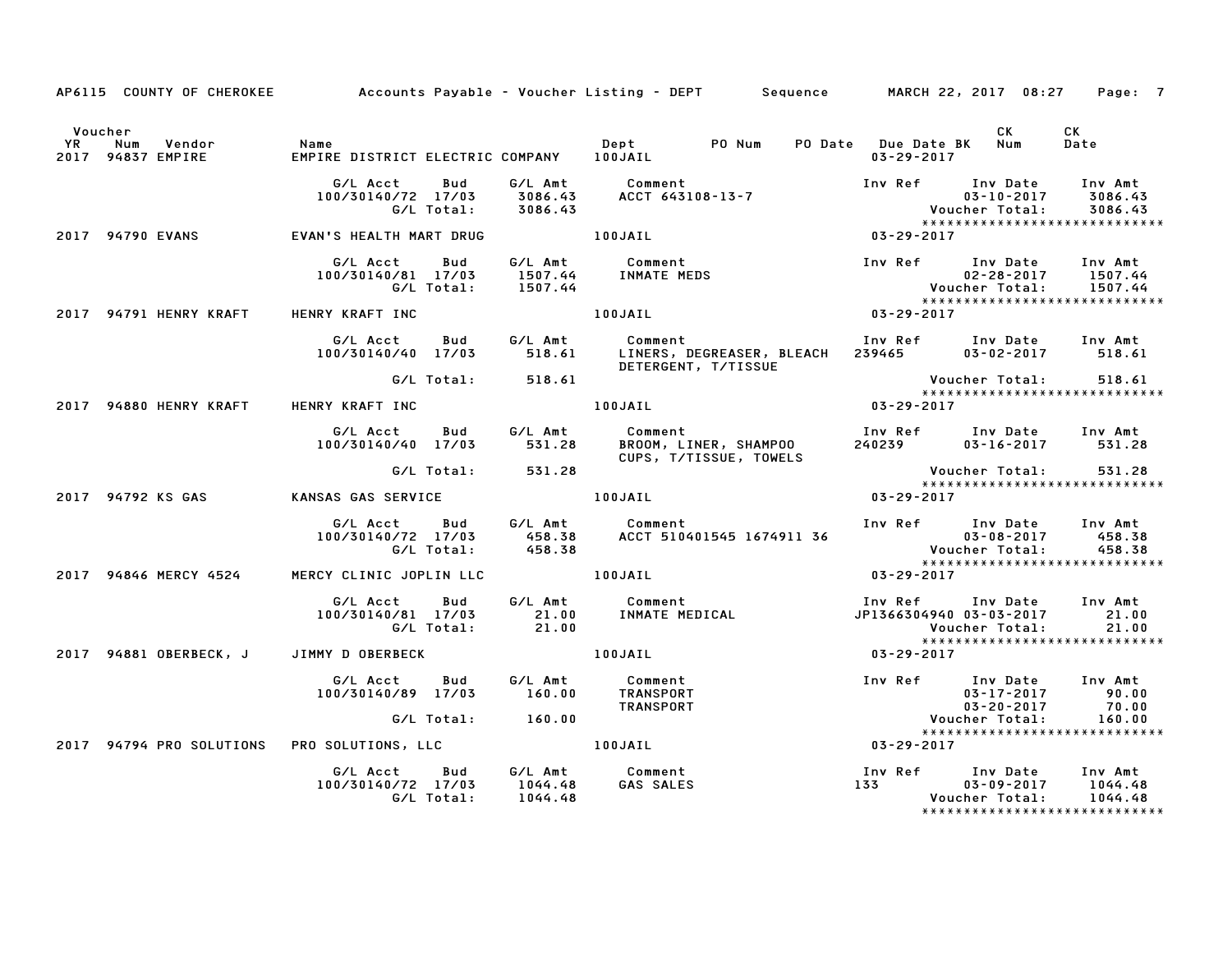AP6115 COUNTY OF CHEROKEE Accounts Payable - Voucher Listing - DEPT Sequence MARCH 22, 2017 08:27

| Voucher YR | Num | Vendor | Name | Dept | PO Num | PO Date | Due Date BK | CK Num | CK Date |
|---|---|---|---|---|---|---|---|---|---|
| 2017 | 94837 | EMPIRE | EMPIRE DISTRICT ELECTRIC COMPANY | 100JAIL | | | 03-29-2017 | | |

| G/L Acct | Bud | G/L Amt | Comment | Inv Ref | Inv Date | Inv Amt |
|---|---|---|---|---|---|---|
| 100/30140/72 | 17/03 | 3086.43 | ACCT 643108-13-7 | | 03-10-2017 | 3086.43 |
| | G/L Total: | 3086.43 | | | Voucher Total: | 3086.43 |

| Voucher YR | Num | Vendor | Name | Dept | PO Num | PO Date | Due Date BK | CK Num | CK Date |
|---|---|---|---|---|---|---|---|---|---|
| 2017 | 94790 | EVANS | EVAN'S HEALTH MART DRUG | 100JAIL | | | 03-29-2017 | | |

| G/L Acct | Bud | G/L Amt | Comment | Inv Ref | Inv Date | Inv Amt |
|---|---|---|---|---|---|---|
| 100/30140/81 | 17/03 | 1507.44 | INMATE MEDS | | 02-28-2017 | 1507.44 |
| | G/L Total: | 1507.44 | | | Voucher Total: | 1507.44 |

| Voucher YR | Num | Vendor | Name | Dept | PO Num | PO Date | Due Date BK | CK Num | CK Date |
|---|---|---|---|---|---|---|---|---|---|
| 2017 | 94791 | HENRY KRAFT | HENRY KRAFT INC | 100JAIL | | | 03-29-2017 | | |

| G/L Acct | Bud | G/L Amt | Comment | Inv Ref | Inv Date | Inv Amt |
|---|---|---|---|---|---|---|
| 100/30140/40 | 17/03 | 518.61 | LINERS, DEGREASER, BLEACH DETERGENT, T/TISSUE | 239465 | 03-02-2017 | 518.61 |
| | G/L Total: | 518.61 | | | Voucher Total: | 518.61 |

| Voucher YR | Num | Vendor | Name | Dept | PO Num | PO Date | Due Date BK | CK Num | CK Date |
|---|---|---|---|---|---|---|---|---|---|
| 2017 | 94880 | HENRY KRAFT | HENRY KRAFT INC | 100JAIL | | | 03-29-2017 | | |

| G/L Acct | Bud | G/L Amt | Comment | Inv Ref | Inv Date | Inv Amt |
|---|---|---|---|---|---|---|
| 100/30140/40 | 17/03 | 531.28 | BROOM, LINER, SHAMPOO CUPS, T/TISSUE, TOWELS | 240239 | 03-16-2017 | 531.28 |
| | G/L Total: | 531.28 | | | Voucher Total: | 531.28 |

| Voucher YR | Num | Vendor | Name | Dept | PO Num | PO Date | Due Date BK | CK Num | CK Date |
|---|---|---|---|---|---|---|---|---|---|
| 2017 | 94792 | KS GAS | KANSAS GAS SERVICE | 100JAIL | | | 03-29-2017 | | |

| G/L Acct | Bud | G/L Amt | Comment | Inv Ref | Inv Date | Inv Amt |
|---|---|---|---|---|---|---|
| 100/30140/72 | 17/03 | 458.38 | ACCT 510401545 1674911 36 | | 03-08-2017 | 458.38 |
| | G/L Total: | 458.38 | | | Voucher Total: | 458.38 |

| Voucher YR | Num | Vendor | Name | Dept | PO Num | PO Date | Due Date BK | CK Num | CK Date |
|---|---|---|---|---|---|---|---|---|---|
| 2017 | 94846 | MERCY 4524 | MERCY CLINIC JOPLIN LLC | 100JAIL | | | 03-29-2017 | | |

| G/L Acct | Bud | G/L Amt | Comment | Inv Ref | Inv Date | Inv Amt |
|---|---|---|---|---|---|---|
| 100/30140/81 | 17/03 | 21.00 | INMATE MEDICAL | JP1366304940 | 03-03-2017 | 21.00 |
| | G/L Total: | 21.00 | | | Voucher Total: | 21.00 |

| Voucher YR | Num | Vendor | Name | Dept | PO Num | PO Date | Due Date BK | CK Num | CK Date |
|---|---|---|---|---|---|---|---|---|---|
| 2017 | 94881 | OBERBECK, J | JIMMY D OBERBECK | 100JAIL | | | 03-29-2017 | | |

| G/L Acct | Bud | G/L Amt | Comment | Inv Ref | Inv Date | Inv Amt |
|---|---|---|---|---|---|---|
| 100/30140/89 | 17/03 | 160.00 | TRANSPORT | | 03-17-2017 | 90.00 |
| | | | TRANSPORT | | 03-20-2017 | 70.00 |
| | G/L Total: | 160.00 | | | Voucher Total: | 160.00 |

| Voucher YR | Num | Vendor | Name | Dept | PO Num | PO Date | Due Date BK | CK Num | CK Date |
|---|---|---|---|---|---|---|---|---|---|
| 2017 | 94794 | PRO SOLUTIONS | PRO SOLUTIONS, LLC | 100JAIL | | | 03-29-2017 | | |

| G/L Acct | Bud | G/L Amt | Comment | Inv Ref | Inv Date | Inv Amt |
|---|---|---|---|---|---|---|
| 100/30140/72 | 17/03 | 1044.48 | GAS SALES | 133 | 03-09-2017 | 1044.48 |
| | G/L Total: | 1044.48 | | | Voucher Total: | 1044.48 |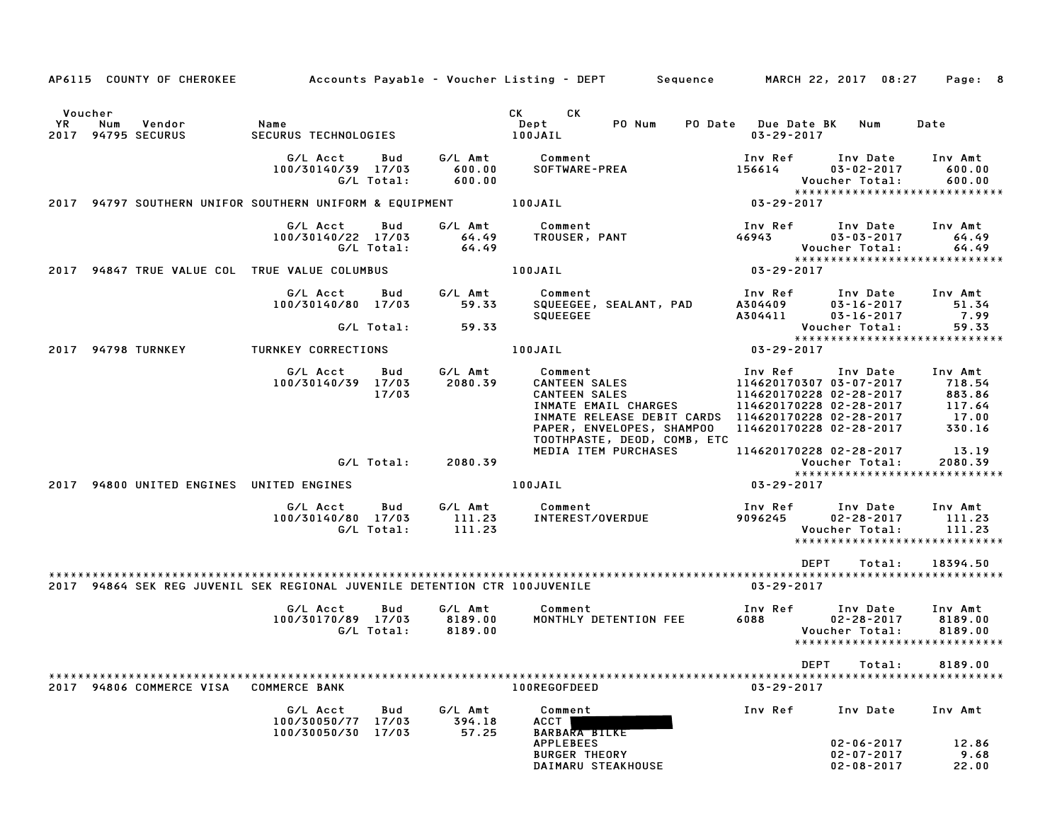AP6115 COUNTY OF CHEROKEE — Accounts Payable - Voucher Listing - DEPT — Sequence — MARCH 22, 2017 08:27

| Voucher YR | Num | Vendor | Name | CK Dept | CK | PO Num | PO Date | Due Date | BK | Num | Date |
|---|---|---|---|---|---|---|---|---|---|---|---|
| 2017 | 94795 | SECURUS | SECURUS TECHNOLOGIES | 100JAIL | | | | 03-29-2017 | | | |

| G/L Acct | Bud | G/L Amt | Comment | Inv Ref | Inv Date | Inv Amt |
|---|---|---|---|---|---|---|
| 100/30140/39 | 17/03 | 600.00 | SOFTWARE-PREA | 156614 | 03-02-2017 | 600.00 |
| | G/L Total: | 600.00 | | | Voucher Total: | 600.00 |

******************************

2017 94797 SOUTHERN UNIFOR SOUTHERN UNIFORM & EQUIPMENT 100JAIL 03-29-2017

| G/L Acct | Bud | G/L Amt | Comment | Inv Ref | Inv Date | Inv Amt |
|---|---|---|---|---|---|---|
| 100/30140/22 | 17/03 | 64.49 | TROUSER, PANT | 46943 | 03-03-2017 | 64.49 |
| | G/L Total: | 64.49 | | | Voucher Total: | 64.49 |

******************************

2017 94847 TRUE VALUE COL TRUE VALUE COLUMBUS 100JAIL 03-29-2017

| G/L Acct | Bud | G/L Amt | Comment | Inv Ref | Inv Date | Inv Amt |
|---|---|---|---|---|---|---|
| 100/30140/80 | 17/03 | 59.33 | SQUEEGEE, SEALANT, PAD | A304409 | 03-16-2017 | 51.34 |
| | | | SQUEEGEE | A304411 | 03-16-2017 | 7.99 |
| | G/L Total: | 59.33 | | | Voucher Total: | 59.33 |

******************************

2017 94798 TURNKEY TURNKEY CORRECTIONS 100JAIL 03-29-2017

| G/L Acct | Bud | G/L Amt | Comment | Inv Ref | Inv Date | Inv Amt |
|---|---|---|---|---|---|---|
| 100/30140/39 | 17/03 | 2080.39 | CANTEEN SALES | 114620170307 | 03-07-2017 | 718.54 |
| | 17/03 | | CANTEEN SALES | 114620170228 | 02-28-2017 | 883.86 |
| | | | INMATE EMAIL CHARGES | 114620170228 | 02-28-2017 | 117.64 |
| | | | INMATE RELEASE DEBIT CARDS | 114620170228 | 02-28-2017 | 17.00 |
| | | | PAPER, ENVELOPES, SHAMPOO TOOTHPASTE, DEOD, COMB, ETC | 114620170228 | 02-28-2017 | 330.16 |
| | | | MEDIA ITEM PURCHASES | 114620170228 | 02-28-2017 | 13.19 |
| | G/L Total: | 2080.39 | | | Voucher Total: | 2080.39 |

******************************

2017 94800 UNITED ENGINES UNITED ENGINES 100JAIL 03-29-2017

| G/L Acct | Bud | G/L Amt | Comment | Inv Ref | Inv Date | Inv Amt |
|---|---|---|---|---|---|---|
| 100/30140/80 | 17/03 | 111.23 | INTEREST/OVERDUE | 9096245 | 02-28-2017 | 111.23 |
| | G/L Total: | 111.23 | | | Voucher Total: | 111.23 |

******************************

DEPT Total: 18394.50

******************************

2017 94864 SEK REG JUVENIL SEK REGIONAL JUVENILE DETENTION CTR 100JUVENILE 03-29-2017

| G/L Acct | Bud | G/L Amt | Comment | Inv Ref | Inv Date | Inv Amt |
|---|---|---|---|---|---|---|
| 100/30170/89 | 17/03 | 8189.00 | MONTHLY DETENTION FEE | 6088 | 02-28-2017 | 8189.00 |
| | G/L Total: | 8189.00 | | | Voucher Total: | 8189.00 |

******************************

DEPT Total: 8189.00

******************************

2017 94806 COMMERCE VISA COMMERCE BANK 100REGOFDEED 03-29-2017

| G/L Acct | Bud | G/L Amt | Comment | Inv Ref | Inv Date | Inv Amt |
|---|---|---|---|---|---|---|
| 100/30050/77 | 17/03 | 394.18 | ACCT [REDACTED] | | | |
| 100/30050/30 | 17/03 | 57.25 | BARBARA BILKE | | | |
| | | | APPLEBEES | | 02-06-2017 | 12.86 |
| | | | BURGER THEORY | | 02-07-2017 | 9.68 |
| | | | DAIMARU STEAKHOUSE | | 02-08-2017 | 22.00 |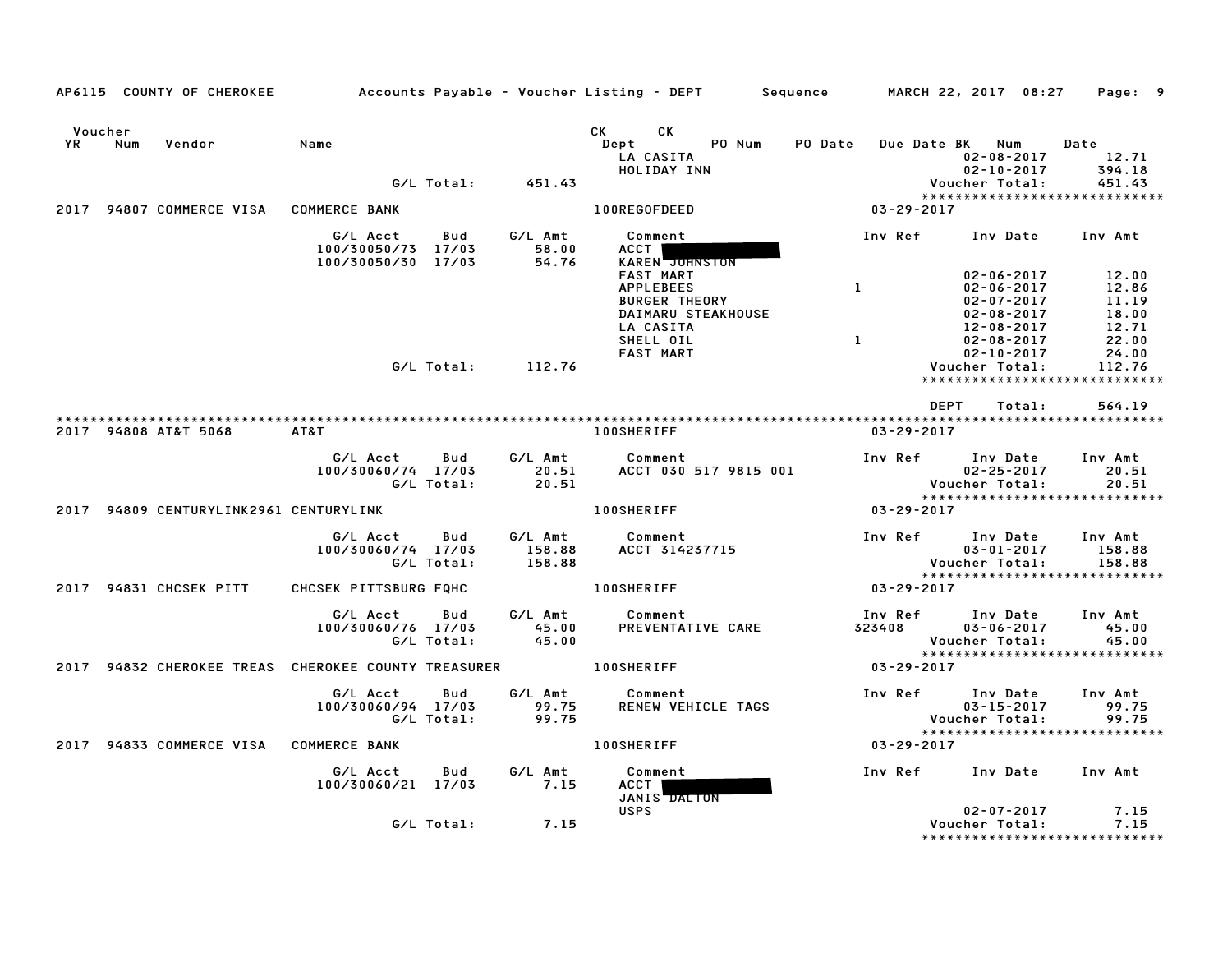AP6115 COUNTY OF CHEROKEE — Accounts Payable - Voucher Listing - DEPT — Sequence — MARCH 22, 2017 08:27

| Voucher YR | Num | Vendor | Name | | | CK Dept | CK PO Num | PO Date | Due Date BK | Num | Date |
|---|---|---|---|---|---|---|---|---|---|---|---|
| | | | | | | LA CASITA | | | | 02-08-2017 | 12.71 |
| | | | | | | HOLIDAY INN | | | | 02-10-2017 | 394.18 |
| | | | | G/L Total: | 451.43 | | | | | Voucher Total: | 451.43 |

******************************

**2017 94807 COMMERCE VISA — COMMERCE BANK — 100REGOFDEED — 03-29-2017**

| G/L Acct | Bud | G/L Amt | Comment | Inv Ref | Inv Date | Inv Amt |
|---|---|---|---|---|---|---|
| 100/30050/73 | 17/03 | 58.00 | ACCT [REDACTED] | | | |
| 100/30050/30 | 17/03 | 54.76 | KAREN JOHNSTON | | | |
| | | | FAST MART | | 02-06-2017 | 12.00 |
| | | | APPLEBEES | 1 | 02-06-2017 | 12.86 |
| | | | BURGER THEORY | | 02-07-2017 | 11.19 |
| | | | DAIMARU STEAKHOUSE | | 02-08-2017 | 18.00 |
| | | | LA CASITA | | 12-08-2017 | 12.71 |
| | | | SHELL OIL | 1 | 02-08-2017 | 22.00 |
| | | | FAST MART | | 02-10-2017 | 24.00 |
| | G/L Total: | 112.76 | | | Voucher Total: | 112.76 |

******************************

DEPT Total: 564.19

******************************

**2017 94808 AT&T 5068 — AT&T — 100SHERIFF — 03-29-2017**

| G/L Acct | Bud | G/L Amt | Comment | Inv Ref | Inv Date | Inv Amt |
|---|---|---|---|---|---|---|
| 100/30060/74 | 17/03 | 20.51 | ACCT 030 517 9815 001 | | 02-25-2017 | 20.51 |
| | G/L Total: | 20.51 | | | Voucher Total: | 20.51 |

******************************

**2017 94809 CENTURYLINK2961 CENTURYLINK — 100SHERIFF — 03-29-2017**

| G/L Acct | Bud | G/L Amt | Comment | Inv Ref | Inv Date | Inv Amt |
|---|---|---|---|---|---|---|
| 100/30060/74 | 17/03 | 158.88 | ACCT 314237715 | | 03-01-2017 | 158.88 |
| | G/L Total: | 158.88 | | | Voucher Total: | 158.88 |

******************************

**2017 94831 CHCSEK PITT — CHCSEK PITTSBURG FQHC — 100SHERIFF — 03-29-2017**

| G/L Acct | Bud | G/L Amt | Comment | Inv Ref | Inv Date | Inv Amt |
|---|---|---|---|---|---|---|
| 100/30060/76 | 17/03 | 45.00 | PREVENTATIVE CARE | 323408 | 03-06-2017 | 45.00 |
| | G/L Total: | 45.00 | | | Voucher Total: | 45.00 |

******************************

**2017 94832 CHEROKEE TREAS — CHEROKEE COUNTY TREASURER — 100SHERIFF — 03-29-2017**

| G/L Acct | Bud | G/L Amt | Comment | Inv Ref | Inv Date | Inv Amt |
|---|---|---|---|---|---|---|
| 100/30060/94 | 17/03 | 99.75 | RENEW VEHICLE TAGS | | 03-15-2017 | 99.75 |
| | G/L Total: | 99.75 | | | Voucher Total: | 99.75 |

******************************

**2017 94833 COMMERCE VISA — COMMERCE BANK — 100SHERIFF — 03-29-2017**

| G/L Acct | Bud | G/L Amt | Comment | Inv Ref | Inv Date | Inv Amt |
|---|---|---|---|---|---|---|
| 100/30060/21 | 17/03 | 7.15 | ACCT [REDACTED] | | | |
| | | | JANIS DALTON | | | |
| | | | USPS | | 02-07-2017 | 7.15 |
| | G/L Total: | 7.15 | | | Voucher Total: | 7.15 |

******************************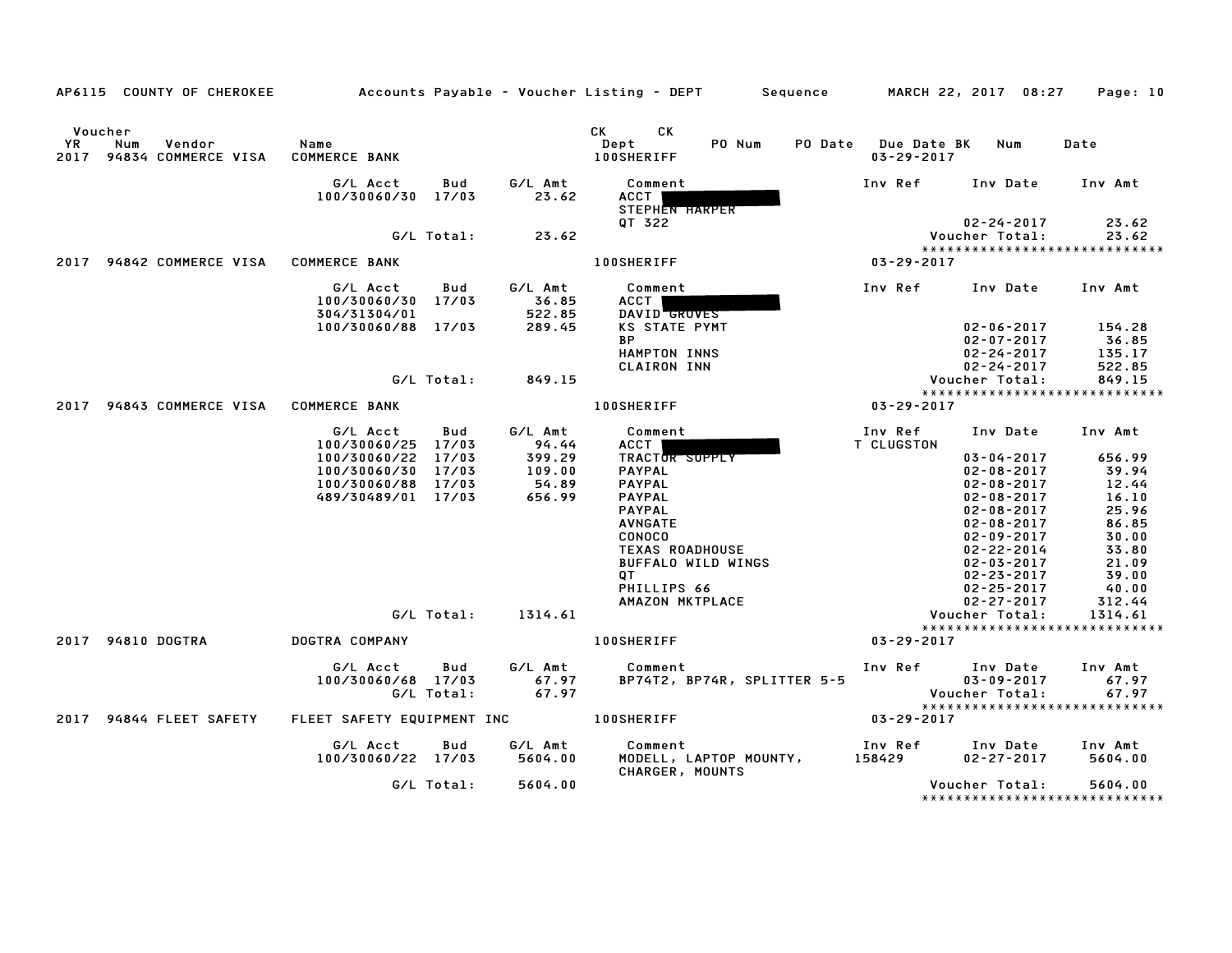AP6115 COUNTY OF CHEROKEE — Accounts Payable - Voucher Listing - DEPT — Sequence — MARCH 22, 2017 08:27

| Voucher YR | Num | Vendor | Name | CK Dept | CK PO Num | PO Date | Due Date | BK Num | Date |
|---|---|---|---|---|---|---|---|---|---|
| 2017 | 94834 | COMMERCE VISA | COMMERCE BANK | 100SHERIFF | | | 03-29-2017 | | |

| G/L Acct | Bud | G/L Amt | Comment | Inv Ref | Inv Date | Inv Amt |
|---|---|---|---|---|---|---|
| 100/30060/30 | 17/03 | 23.62 | ACCT [REDACTED] | | | |
| | | | STEPHEN HARPER | | | |
| | | | QT 322 | | 02-24-2017 | 23.62 |
| | G/L Total: | 23.62 | | | Voucher Total: | 23.62 |

****************************

| Voucher YR | Num | Vendor | Name | CK Dept | CK PO Num | PO Date | Due Date | BK Num | Date |
|---|---|---|---|---|---|---|---|---|---|
| 2017 | 94842 | COMMERCE VISA | COMMERCE BANK | 100SHERIFF | | | 03-29-2017 | | |

| G/L Acct | Bud | G/L Amt | Comment | Inv Ref | Inv Date | Inv Amt |
|---|---|---|---|---|---|---|
| 100/30060/30 | 17/03 | 36.85 | ACCT [REDACTED] | | | |
| 304/31304/01 | | 522.85 | DAVID GROVES | | | |
| 100/30060/88 | 17/03 | 289.45 | KS STATE PYMT | | 02-06-2017 | 154.28 |
| | | | BP | | 02-07-2017 | 36.85 |
| | | | HAMPTON INNS | | 02-24-2017 | 135.17 |
| | | | CLAIRON INN | | 02-24-2017 | 522.85 |
| | G/L Total: | 849.15 | | | Voucher Total: | 849.15 |

****************************

| Voucher YR | Num | Vendor | Name | CK Dept | CK PO Num | PO Date | Due Date | BK Num | Date |
|---|---|---|---|---|---|---|---|---|---|
| 2017 | 94843 | COMMERCE VISA | COMMERCE BANK | 100SHERIFF | | | 03-29-2017 | | |

| G/L Acct | Bud | G/L Amt | Comment | Inv Ref | Inv Date | Inv Amt |
|---|---|---|---|---|---|---|
| 100/30060/25 | 17/03 | 94.44 | ACCT [REDACTED] | T CLUGSTON | | |
| 100/30060/22 | 17/03 | 399.29 | TRACTOR SUPPLY | | 03-04-2017 | 656.99 |
| 100/30060/30 | 17/03 | 109.00 | PAYPAL | | 02-08-2017 | 39.94 |
| 100/30060/88 | 17/03 | 54.89 | PAYPAL | | 02-08-2017 | 12.44 |
| 489/30489/01 | 17/03 | 656.99 | PAYPAL | | 02-08-2017 | 16.10 |
| | | | PAYPAL | | 02-08-2017 | 25.96 |
| | | | AVNGATE | | 02-08-2017 | 86.85 |
| | | | CONOCO | | 02-09-2017 | 30.00 |
| | | | TEXAS ROADHOUSE | | 02-22-2014 | 33.80 |
| | | | BUFFALO WILD WINGS | | 02-03-2017 | 21.09 |
| | | | QT | | 02-23-2017 | 39.00 |
| | | | PHILLIPS 66 | | 02-25-2017 | 40.00 |
| | | | AMAZON MKTPLACE | | 02-27-2017 | 312.44 |
| | G/L Total: | 1314.61 | | | Voucher Total: | 1314.61 |

****************************

| Voucher YR | Num | Vendor | Name | CK Dept | CK PO Num | PO Date | Due Date | BK Num | Date |
|---|---|---|---|---|---|---|---|---|---|
| 2017 | 94810 | DOGTRA | DOGTRA COMPANY | 100SHERIFF | | | 03-29-2017 | | |

| G/L Acct | Bud | G/L Amt | Comment | Inv Ref | Inv Date | Inv Amt |
|---|---|---|---|---|---|---|
| 100/30060/68 | 17/03 | 67.97 | BP74T2, BP74R, SPLITTER 5-5 | | 03-09-2017 | 67.97 |
| | G/L Total: | 67.97 | | | Voucher Total: | 67.97 |

****************************

| Voucher YR | Num | Vendor | Name | CK Dept | CK PO Num | PO Date | Due Date | BK Num | Date |
|---|---|---|---|---|---|---|---|---|---|
| 2017 | 94844 | FLEET SAFETY | FLEET SAFETY EQUIPMENT INC | 100SHERIFF | | | 03-29-2017 | | |

| G/L Acct | Bud | G/L Amt | Comment | Inv Ref | Inv Date | Inv Amt |
|---|---|---|---|---|---|---|
| 100/30060/22 | 17/03 | 5604.00 | MODELL, LAPTOP MOUNTY, | 158429 | 02-27-2017 | 5604.00 |
| | | | CHARGER, MOUNTS | | | |
| | G/L Total: | 5604.00 | | | Voucher Total: | 5604.00 |

****************************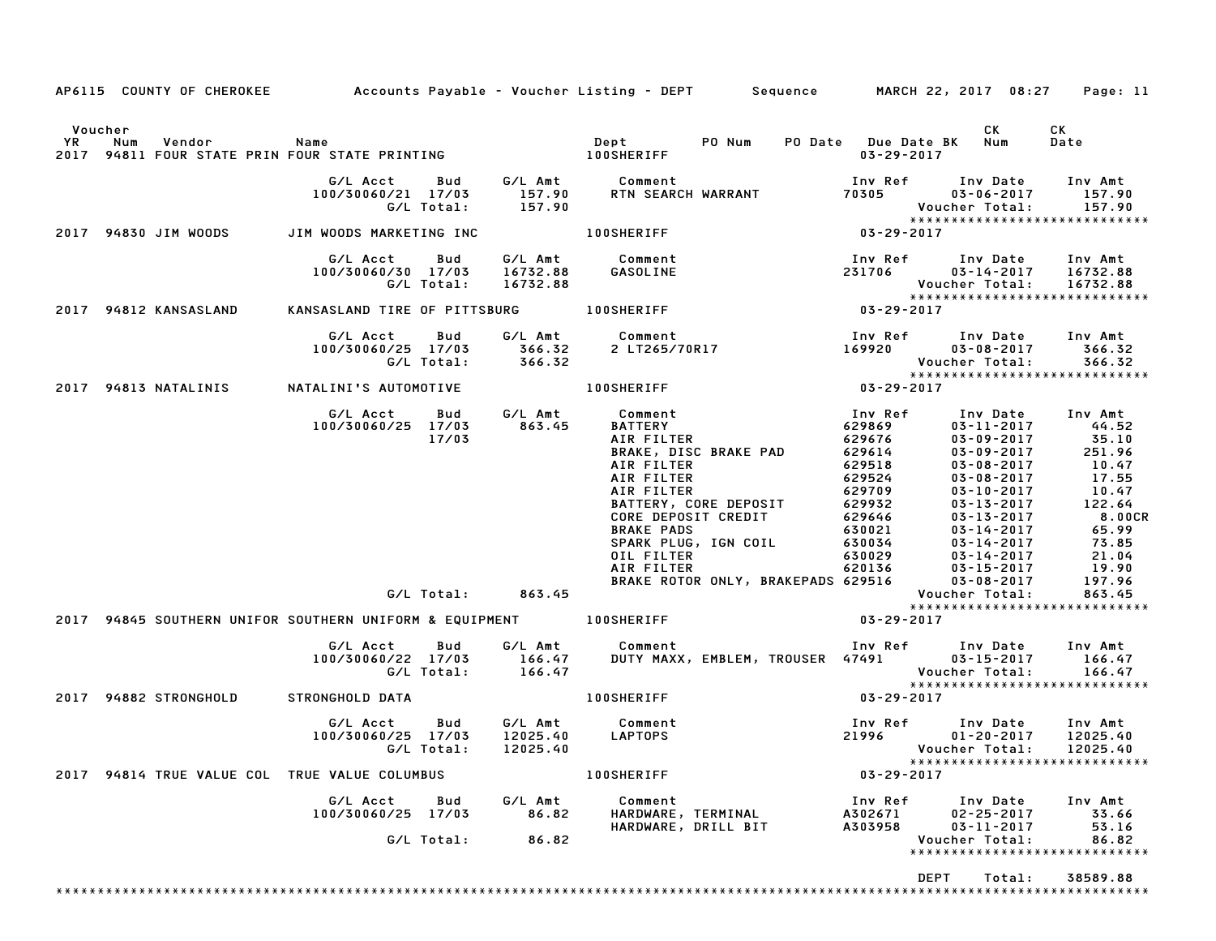AP6115 COUNTY OF CHEROKEE — Accounts Payable - Voucher Listing - DEPT — Sequence — MARCH 22, 2017 08:27

| Voucher YR | Num | Vendor | Name | Dept | PO Num | PO Date | Due Date BK | CK Num | CK Date |
|---|---|---|---|---|---|---|---|---|---|
| 2017 | 94811 | FOUR STATE PRIN | FOUR STATE PRINTING | 100SHERIFF | | | 03-29-2017 | | |

| G/L Acct | Bud | G/L Amt | Comment | Inv Ref | Inv Date | Inv Amt |
|---|---|---|---|---|---|---|
| 100/30060/21 | 17/03 | 157.90 | RTN SEARCH WARRANT | 70305 | 03-06-2017 | 157.90 |
| | G/L Total: | 157.90 | | | Voucher Total: | 157.90 |

| Voucher YR | Num | Vendor | Name | Dept | PO Num | PO Date | Due Date BK | CK Num | CK Date |
|---|---|---|---|---|---|---|---|---|---|
| 2017 | 94830 | JIM WOODS | JIM WOODS MARKETING INC | 100SHERIFF | | | 03-29-2017 | | |

| G/L Acct | Bud | G/L Amt | Comment | Inv Ref | Inv Date | Inv Amt |
|---|---|---|---|---|---|---|
| 100/30060/30 | 17/03 | 16732.88 | GASOLINE | 231706 | 03-14-2017 | 16732.88 |
| | G/L Total: | 16732.88 | | | Voucher Total: | 16732.88 |

| Voucher YR | Num | Vendor | Name | Dept | PO Num | PO Date | Due Date BK | CK Num | CK Date |
|---|---|---|---|---|---|---|---|---|---|
| 2017 | 94812 | KANSASLAND | KANSASLAND TIRE OF PITTSBURG | 100SHERIFF | | | 03-29-2017 | | |

| G/L Acct | Bud | G/L Amt | Comment | Inv Ref | Inv Date | Inv Amt |
|---|---|---|---|---|---|---|
| 100/30060/25 | 17/03 | 366.32 | 2 LT265/70R17 | 169920 | 03-08-2017 | 366.32 |
| | G/L Total: | 366.32 | | | Voucher Total: | 366.32 |

| Voucher YR | Num | Vendor | Name | Dept | PO Num | PO Date | Due Date BK | CK Num | CK Date |
|---|---|---|---|---|---|---|---|---|---|
| 2017 | 94813 | NATALINIS | NATALINI'S AUTOMOTIVE | 100SHERIFF | | | 03-29-2017 | | |

| G/L Acct | Bud | G/L Amt | Comment | Inv Ref | Inv Date | Inv Amt |
|---|---|---|---|---|---|---|
| 100/30060/25 | 17/03 | 863.45 | BATTERY | 629869 | 03-11-2017 | 44.52 |
| | 17/03 | | AIR FILTER | 629676 | 03-09-2017 | 35.10 |
| | | | BRAKE, DISC BRAKE PAD | 629614 | 03-09-2017 | 251.96 |
| | | | AIR FILTER | 629518 | 03-08-2017 | 10.47 |
| | | | AIR FILTER | 629524 | 03-08-2017 | 17.55 |
| | | | AIR FILTER | 629709 | 03-10-2017 | 10.47 |
| | | | BATTERY, CORE DEPOSIT | 629932 | 03-13-2017 | 122.64 |
| | | | CORE DEPOSIT CREDIT | 629646 | 03-13-2017 | 8.00CR |
| | | | BRAKE PADS | 630021 | 03-14-2017 | 65.99 |
| | | | SPARK PLUG, IGN COIL | 630034 | 03-14-2017 | 73.85 |
| | | | OIL FILTER | 630029 | 03-14-2017 | 21.04 |
| | | | AIR FILTER | 620136 | 03-15-2017 | 19.90 |
| | | | BRAKE ROTOR ONLY, BRAKEPADS | 629516 | 03-08-2017 | 197.96 |
| | G/L Total: | 863.45 | | | Voucher Total: | 863.45 |

| Voucher YR | Num | Vendor | Name | Dept | PO Num | PO Date | Due Date BK | CK Num | CK Date |
|---|---|---|---|---|---|---|---|---|---|
| 2017 | 94845 | SOUTHERN UNIFOR | SOUTHERN UNIFORM & EQUIPMENT | 100SHERIFF | | | 03-29-2017 | | |

| G/L Acct | Bud | G/L Amt | Comment | Inv Ref | Inv Date | Inv Amt |
|---|---|---|---|---|---|---|
| 100/30060/22 | 17/03 | 166.47 | DUTY MAXX, EMBLEM, TROUSER | 47491 | 03-15-2017 | 166.47 |
| | G/L Total: | 166.47 | | | Voucher Total: | 166.47 |

| Voucher YR | Num | Vendor | Name | Dept | PO Num | PO Date | Due Date BK | CK Num | CK Date |
|---|---|---|---|---|---|---|---|---|---|
| 2017 | 94882 | STRONGHOLD | STRONGHOLD DATA | 100SHERIFF | | | 03-29-2017 | | |

| G/L Acct | Bud | G/L Amt | Comment | Inv Ref | Inv Date | Inv Amt |
|---|---|---|---|---|---|---|
| 100/30060/25 | 17/03 | 12025.40 | LAPTOPS | 21996 | 01-20-2017 | 12025.40 |
| | G/L Total: | 12025.40 | | | Voucher Total: | 12025.40 |

| Voucher YR | Num | Vendor | Name | Dept | PO Num | PO Date | Due Date BK | CK Num | CK Date |
|---|---|---|---|---|---|---|---|---|---|
| 2017 | 94814 | TRUE VALUE COL | TRUE VALUE COLUMBUS | 100SHERIFF | | | 03-29-2017 | | |

| G/L Acct | Bud | G/L Amt | Comment | Inv Ref | Inv Date | Inv Amt |
|---|---|---|---|---|---|---|
| 100/30060/25 | 17/03 | 86.82 | HARDWARE, TERMINAL | A302671 | 02-25-2017 | 33.66 |
| | | | HARDWARE, DRILL BIT | A303958 | 03-11-2017 | 53.16 |
| | G/L Total: | 86.82 | | | Voucher Total: | 86.82 |

DEPT Total: 38589.88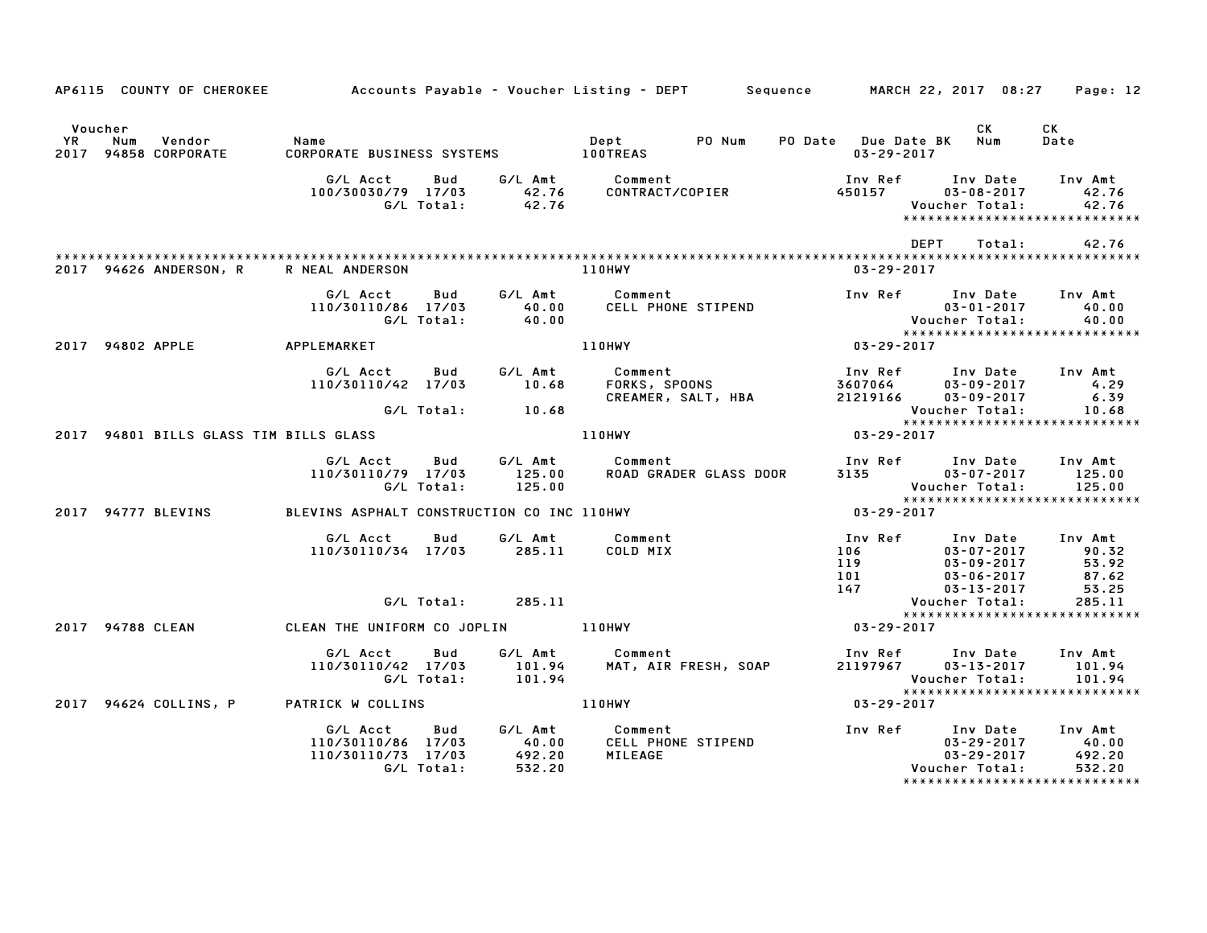AP6115 COUNTY OF CHEROKEE — Accounts Payable - Voucher Listing - DEPT — Sequence — MARCH 22, 2017 08:27

| Voucher YR | Num | Vendor | Name | Dept | PO Num | PO Date | Due Date | BK | CK Num | CK Date |
|---|---|---|---|---|---|---|---|---|---|---|
| 2017 | 94858 | CORPORATE | CORPORATE BUSINESS SYSTEMS | 100TREAS | | | 03-29-2017 | | | |

| G/L Acct | Bud | G/L Amt | Comment | Inv Ref | Inv Date | Inv Amt |
|---|---|---|---|---|---|---|
| 100/30030/79 | 17/03 | 42.76 | CONTRACT/COPIER | 450157 | 03-08-2017 | 42.76 |
| | G/L Total: | 42.76 | | | Voucher Total: | 42.76 |

DEPT Total: 42.76

| Voucher YR | Num | Vendor | Name | Dept | Due Date |
|---|---|---|---|---|---|
| 2017 | 94626 | ANDERSON, R | R NEAL ANDERSON | 110HWY | 03-29-2017 |

| G/L Acct | Bud | G/L Amt | Comment | Inv Ref | Inv Date | Inv Amt |
|---|---|---|---|---|---|---|
| 110/30110/86 | 17/03 | 40.00 | CELL PHONE STIPEND | | 03-01-2017 | 40.00 |
| | G/L Total: | 40.00 | | | Voucher Total: | 40.00 |

| Voucher YR | Num | Vendor | Name | Dept | Due Date |
|---|---|---|---|---|---|
| 2017 | 94802 | APPLE | APPLEMARKET | 110HWY | 03-29-2017 |

| G/L Acct | Bud | G/L Amt | Comment | Inv Ref | Inv Date | Inv Amt |
|---|---|---|---|---|---|---|
| 110/30110/42 | 17/03 | 10.68 | FORKS, SPOONS | 3607064 | 03-09-2017 | 4.29 |
| | | | CREAMER, SALT, HBA | 21219166 | 03-09-2017 | 6.39 |
| | G/L Total: | 10.68 | | | Voucher Total: | 10.68 |

| Voucher YR | Num | Vendor | Name | Dept | Due Date |
|---|---|---|---|---|---|
| 2017 | 94801 | BILLS GLASS TIM | BILLS GLASS | 110HWY | 03-29-2017 |

| G/L Acct | Bud | G/L Amt | Comment | Inv Ref | Inv Date | Inv Amt |
|---|---|---|---|---|---|---|
| 110/30110/79 | 17/03 | 125.00 | ROAD GRADER GLASS DOOR | 3135 | 03-07-2017 | 125.00 |
| | G/L Total: | 125.00 | | | Voucher Total: | 125.00 |

| Voucher YR | Num | Vendor | Name | Dept | Due Date |
|---|---|---|---|---|---|
| 2017 | 94777 | BLEVINS | BLEVINS ASPHALT CONSTRUCTION CO INC | 110HWY | 03-29-2017 |

| G/L Acct | Bud | G/L Amt | Comment | Inv Ref | Inv Date | Inv Amt |
|---|---|---|---|---|---|---|
| 110/30110/34 | 17/03 | 285.11 | COLD MIX | 106 | 03-07-2017 | 90.32 |
| | | | | 119 | 03-09-2017 | 53.92 |
| | | | | 101 | 03-06-2017 | 87.62 |
| | | | | 147 | 03-13-2017 | 53.25 |
| | G/L Total: | 285.11 | | | Voucher Total: | 285.11 |

| Voucher YR | Num | Vendor | Name | Dept | Due Date |
|---|---|---|---|---|---|
| 2017 | 94788 | CLEAN | CLEAN THE UNIFORM CO JOPLIN | 110HWY | 03-29-2017 |

| G/L Acct | Bud | G/L Amt | Comment | Inv Ref | Inv Date | Inv Amt |
|---|---|---|---|---|---|---|
| 110/30110/42 | 17/03 | 101.94 | MAT, AIR FRESH, SOAP | 21197967 | 03-13-2017 | 101.94 |
| | G/L Total: | 101.94 | | | Voucher Total: | 101.94 |

| Voucher YR | Num | Vendor | Name | Dept | Due Date |
|---|---|---|---|---|---|
| 2017 | 94624 | COLLINS, P | PATRICK W COLLINS | 110HWY | 03-29-2017 |

| G/L Acct | Bud | G/L Amt | Comment | Inv Ref | Inv Date | Inv Amt |
|---|---|---|---|---|---|---|
| 110/30110/86 | 17/03 | 40.00 | CELL PHONE STIPEND | | 03-29-2017 | 40.00 |
| 110/30110/73 | 17/03 | 492.20 | MILEAGE | | 03-29-2017 | 492.20 |
| | G/L Total: | 532.20 | | | Voucher Total: | 532.20 |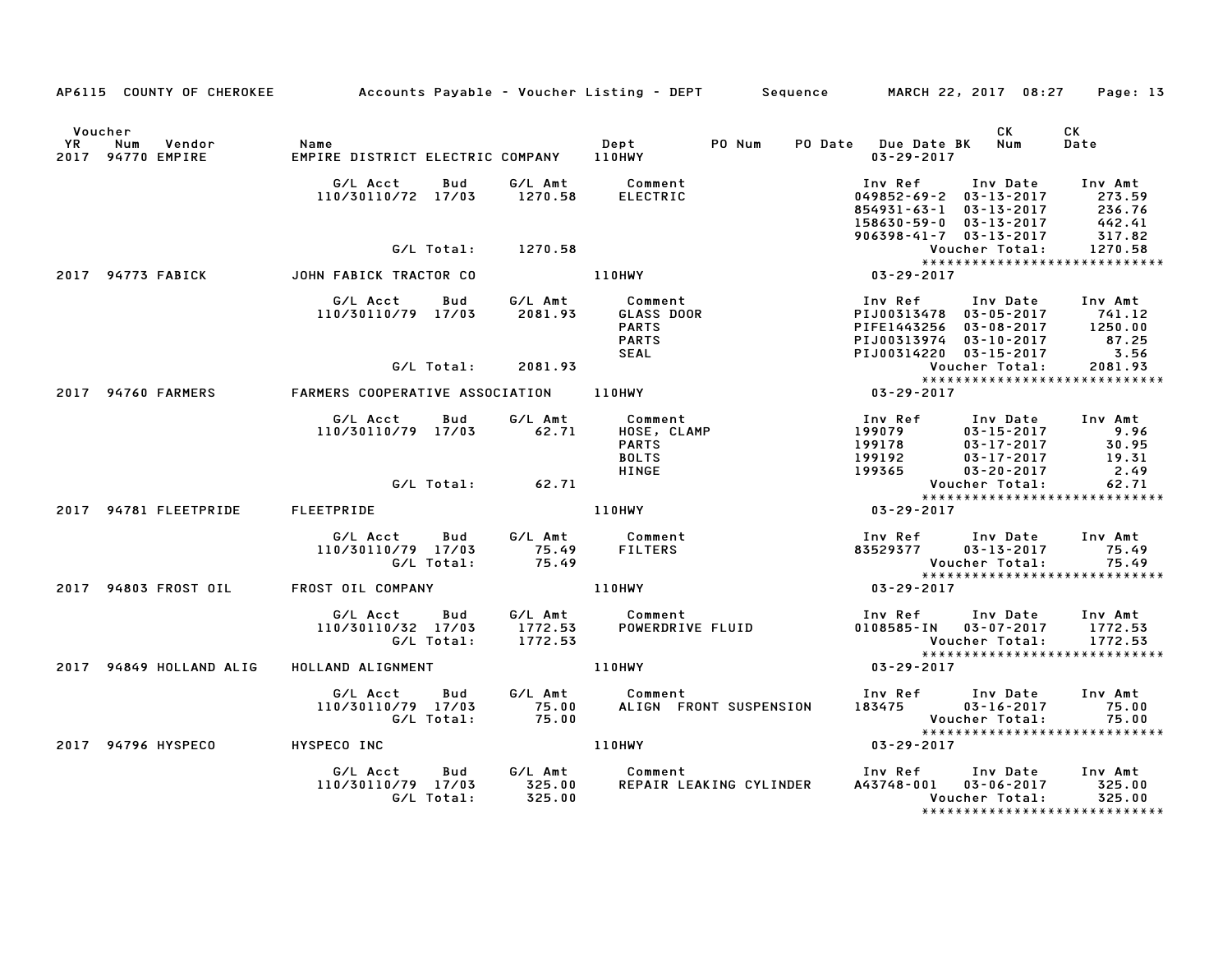AP6115 COUNTY OF CHEROKEE Accounts Payable - Voucher Listing - DEPT Sequence MARCH 22, 2017 08:27

| Voucher YR | Num | Vendor | Name | Dept | PO Num | PO Date | Due Date BK | CK Num | CK Date |
|---|---|---|---|---|---|---|---|---|---|
| 2017 | 94770 | EMPIRE | EMPIRE DISTRICT ELECTRIC COMPANY | 110HWY | | | 03-29-2017 | | |

| G/L Acct | Bud | G/L Amt | Comment | Inv Ref | Inv Date | Inv Amt |
|---|---|---|---|---|---|---|
| 110/30110/72 | 17/03 | 1270.58 | ELECTRIC | 049852-69-2 | 03-13-2017 | 273.59 |
| | | | | 854931-63-1 | 03-13-2017 | 236.76 |
| | | | | 158630-59-0 | 03-13-2017 | 442.41 |
| | | | | 906398-41-7 | 03-13-2017 | 317.82 |
| | G/L Total: | 1270.58 | | | Voucher Total: | 1270.58 |

| Voucher YR | Num | Vendor | Name | Dept | Due Date |
|---|---|---|---|---|---|
| 2017 | 94773 | FABICK | JOHN FABICK TRACTOR CO | 110HWY | 03-29-2017 |

| G/L Acct | Bud | G/L Amt | Comment | Inv Ref | Inv Date | Inv Amt |
|---|---|---|---|---|---|---|
| 110/30110/79 | 17/03 | 2081.93 | GLASS DOOR | PIJ00313478 | 03-05-2017 | 741.12 |
| | | | PARTS | PIFE1443256 | 03-08-2017 | 1250.00 |
| | | | PARTS | PIJ00313974 | 03-10-2017 | 87.25 |
| | | | SEAL | PIJ00314220 | 03-15-2017 | 3.56 |
| | G/L Total: | 2081.93 | | | Voucher Total: | 2081.93 |

| Voucher YR | Num | Vendor | Name | Dept | Due Date |
|---|---|---|---|---|---|
| 2017 | 94760 | FARMERS | FARMERS COOPERATIVE ASSOCIATION | 110HWY | 03-29-2017 |

| G/L Acct | Bud | G/L Amt | Comment | Inv Ref | Inv Date | Inv Amt |
|---|---|---|---|---|---|---|
| 110/30110/79 | 17/03 | 62.71 | HOSE, CLAMP | 199079 | 03-15-2017 | 9.96 |
| | | | PARTS | 199178 | 03-17-2017 | 30.95 |
| | | | BOLTS | 199192 | 03-17-2017 | 19.31 |
| | | | HINGE | 199365 | 03-20-2017 | 2.49 |
| | G/L Total: | 62.71 | | | Voucher Total: | 62.71 |

| Voucher YR | Num | Vendor | Name | Dept | Due Date |
|---|---|---|---|---|---|
| 2017 | 94781 | FLEETPRIDE | FLEETPRIDE | 110HWY | 03-29-2017 |

| G/L Acct | Bud | G/L Amt | Comment | Inv Ref | Inv Date | Inv Amt |
|---|---|---|---|---|---|---|
| 110/30110/79 | 17/03 | 75.49 | FILTERS | 83529377 | 03-13-2017 | 75.49 |
| | G/L Total: | 75.49 | | | Voucher Total: | 75.49 |

| Voucher YR | Num | Vendor | Name | Dept | Due Date |
|---|---|---|---|---|---|
| 2017 | 94803 | FROST OIL | FROST OIL COMPANY | 110HWY | 03-29-2017 |

| G/L Acct | Bud | G/L Amt | Comment | Inv Ref | Inv Date | Inv Amt |
|---|---|---|---|---|---|---|
| 110/30110/32 | 17/03 | 1772.53 | POWERDRIVE FLUID | 0108585-IN | 03-07-2017 | 1772.53 |
| | G/L Total: | 1772.53 | | | Voucher Total: | 1772.53 |

| Voucher YR | Num | Vendor | Name | Dept | Due Date |
|---|---|---|---|---|---|
| 2017 | 94849 | HOLLAND ALIG | HOLLAND ALIGNMENT | 110HWY | 03-29-2017 |

| G/L Acct | Bud | G/L Amt | Comment | Inv Ref | Inv Date | Inv Amt |
|---|---|---|---|---|---|---|
| 110/30110/79 | 17/03 | 75.00 | ALIGN FRONT SUSPENSION | 183475 | 03-16-2017 | 75.00 |
| | G/L Total: | 75.00 | | | Voucher Total: | 75.00 |

| Voucher YR | Num | Vendor | Name | Dept | Due Date |
|---|---|---|---|---|---|
| 2017 | 94796 | HYSPECO | HYSPECO INC | 110HWY | 03-29-2017 |

| G/L Acct | Bud | G/L Amt | Comment | Inv Ref | Inv Date | Inv Amt |
|---|---|---|---|---|---|---|
| 110/30110/79 | 17/03 | 325.00 | REPAIR LEAKING CYLINDER | A43748-001 | 03-06-2017 | 325.00 |
| | G/L Total: | 325.00 | | | Voucher Total: | 325.00 |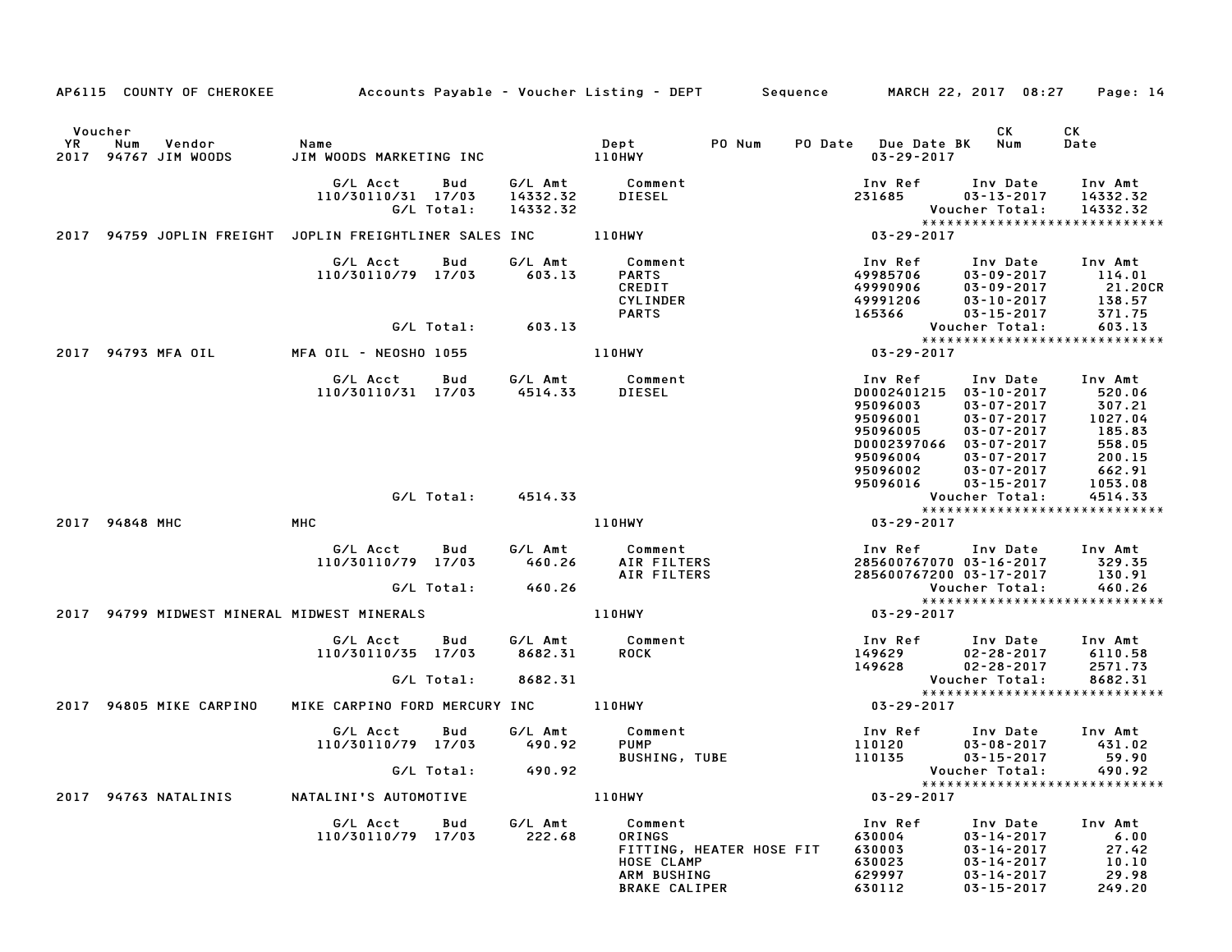AP6115 COUNTY OF CHEROKEE — Accounts Payable - Voucher Listing - DEPT — Sequence — MARCH 22, 2017 08:27

| Voucher YR | Num | Vendor | Name | Dept | PO Num | PO Date | Due Date BK | CK Num | CK Date |
|---|---|---|---|---|---|---|---|---|---|
| 2017 | 94767 | JIM WOODS | JIM WOODS MARKETING INC | 110HWY | | | 03-29-2017 | | |

| G/L Acct | Bud | G/L Amt | Comment | Inv Ref | Inv Date | Inv Amt |
|---|---|---|---|---|---|---|
| 110/30110/31 | 17/03 | 14332.32 | DIESEL | 231685 | 03-13-2017 | 14332.32 |
| | G/L Total: | 14332.32 | | | Voucher Total: | 14332.32 |

****************************

| Voucher YR | Num | Vendor | Name | Dept | PO Num | PO Date | Due Date BK | CK Num | CK Date |
|---|---|---|---|---|---|---|---|---|---|
| 2017 | 94759 | JOPLIN FREIGHT | JOPLIN FREIGHTLINER SALES INC | 110HWY | | | 03-29-2017 | | |

| G/L Acct | Bud | G/L Amt | Comment | Inv Ref | Inv Date | Inv Amt |
|---|---|---|---|---|---|---|
| 110/30110/79 | 17/03 | 603.13 | PARTS | 49985706 | 03-09-2017 | 114.01 |
| | | | CREDIT | 49990906 | 03-09-2017 | 21.20CR |
| | | | CYLINDER | 49991206 | 03-10-2017 | 138.57 |
| | | | PARTS | 165366 | 03-15-2017 | 371.75 |
| | G/L Total: | 603.13 | | | Voucher Total: | 603.13 |

****************************

| Voucher YR | Num | Vendor | Name | Dept | PO Num | PO Date | Due Date BK | CK Num | CK Date |
|---|---|---|---|---|---|---|---|---|---|
| 2017 | 94793 | MFA OIL | MFA OIL - NEOSHO 1055 | 110HWY | | | 03-29-2017 | | |

| G/L Acct | Bud | G/L Amt | Comment | Inv Ref | Inv Date | Inv Amt |
|---|---|---|---|---|---|---|
| 110/30110/31 | 17/03 | 4514.33 | DIESEL | D0002401215 | 03-10-2017 | 520.06 |
| | | | | 95096003 | 03-07-2017 | 307.21 |
| | | | | 95096001 | 03-07-2017 | 1027.04 |
| | | | | 95096005 | 03-07-2017 | 185.83 |
| | | | | D0002397066 | 03-07-2017 | 558.05 |
| | | | | 95096004 | 03-07-2017 | 200.15 |
| | | | | 95096002 | 03-07-2017 | 662.91 |
| | | | | 95096016 | 03-15-2017 | 1053.08 |
| | G/L Total: | 4514.33 | | | Voucher Total: | 4514.33 |

****************************

| Voucher YR | Num | Vendor | Name | Dept | PO Num | PO Date | Due Date BK | CK Num | CK Date |
|---|---|---|---|---|---|---|---|---|---|
| 2017 | 94848 | MHC | MHC | 110HWY | | | 03-29-2017 | | |

| G/L Acct | Bud | G/L Amt | Comment | Inv Ref | Inv Date | Inv Amt |
|---|---|---|---|---|---|---|
| 110/30110/79 | 17/03 | 460.26 | AIR FILTERS | 285600767070 | 03-16-2017 | 329.35 |
| | | | AIR FILTERS | 285600767200 | 03-17-2017 | 130.91 |
| | G/L Total: | 460.26 | | | Voucher Total: | 460.26 |

****************************

| Voucher YR | Num | Vendor | Name | Dept | PO Num | PO Date | Due Date BK | CK Num | CK Date |
|---|---|---|---|---|---|---|---|---|---|
| 2017 | 94799 | MIDWEST MINERAL | MIDWEST MINERALS | 110HWY | | | 03-29-2017 | | |

| G/L Acct | Bud | G/L Amt | Comment | Inv Ref | Inv Date | Inv Amt |
|---|---|---|---|---|---|---|
| 110/30110/35 | 17/03 | 8682.31 | ROCK | 149629 | 02-28-2017 | 6110.58 |
| | | | | 149628 | 02-28-2017 | 2571.73 |
| | G/L Total: | 8682.31 | | | Voucher Total: | 8682.31 |

****************************

| Voucher YR | Num | Vendor | Name | Dept | PO Num | PO Date | Due Date BK | CK Num | CK Date |
|---|---|---|---|---|---|---|---|---|---|
| 2017 | 94805 | MIKE CARPINO | MIKE CARPINO FORD MERCURY INC | 110HWY | | | 03-29-2017 | | |

| G/L Acct | Bud | G/L Amt | Comment | Inv Ref | Inv Date | Inv Amt |
|---|---|---|---|---|---|---|
| 110/30110/79 | 17/03 | 490.92 | PUMP | 110120 | 03-08-2017 | 431.02 |
| | | | BUSHING, TUBE | 110135 | 03-15-2017 | 59.90 |
| | G/L Total: | 490.92 | | | Voucher Total: | 490.92 |

****************************

| Voucher YR | Num | Vendor | Name | Dept | PO Num | PO Date | Due Date BK | CK Num | CK Date |
|---|---|---|---|---|---|---|---|---|---|
| 2017 | 94763 | NATALINIS | NATALINI'S AUTOMOTIVE | 110HWY | | | 03-29-2017 | | |

| G/L Acct | Bud | G/L Amt | Comment | Inv Ref | Inv Date | Inv Amt |
|---|---|---|---|---|---|---|
| 110/30110/79 | 17/03 | 222.68 | ORINGS | 630004 | 03-14-2017 | 6.00 |
| | | | FITTING, HEATER HOSE FIT | 630003 | 03-14-2017 | 27.42 |
| | | | HOSE CLAMP | 630023 | 03-14-2017 | 10.10 |
| | | | ARM BUSHING | 629997 | 03-14-2017 | 29.98 |
| | | | BRAKE CALIPER | 630112 | 03-15-2017 | 249.20 |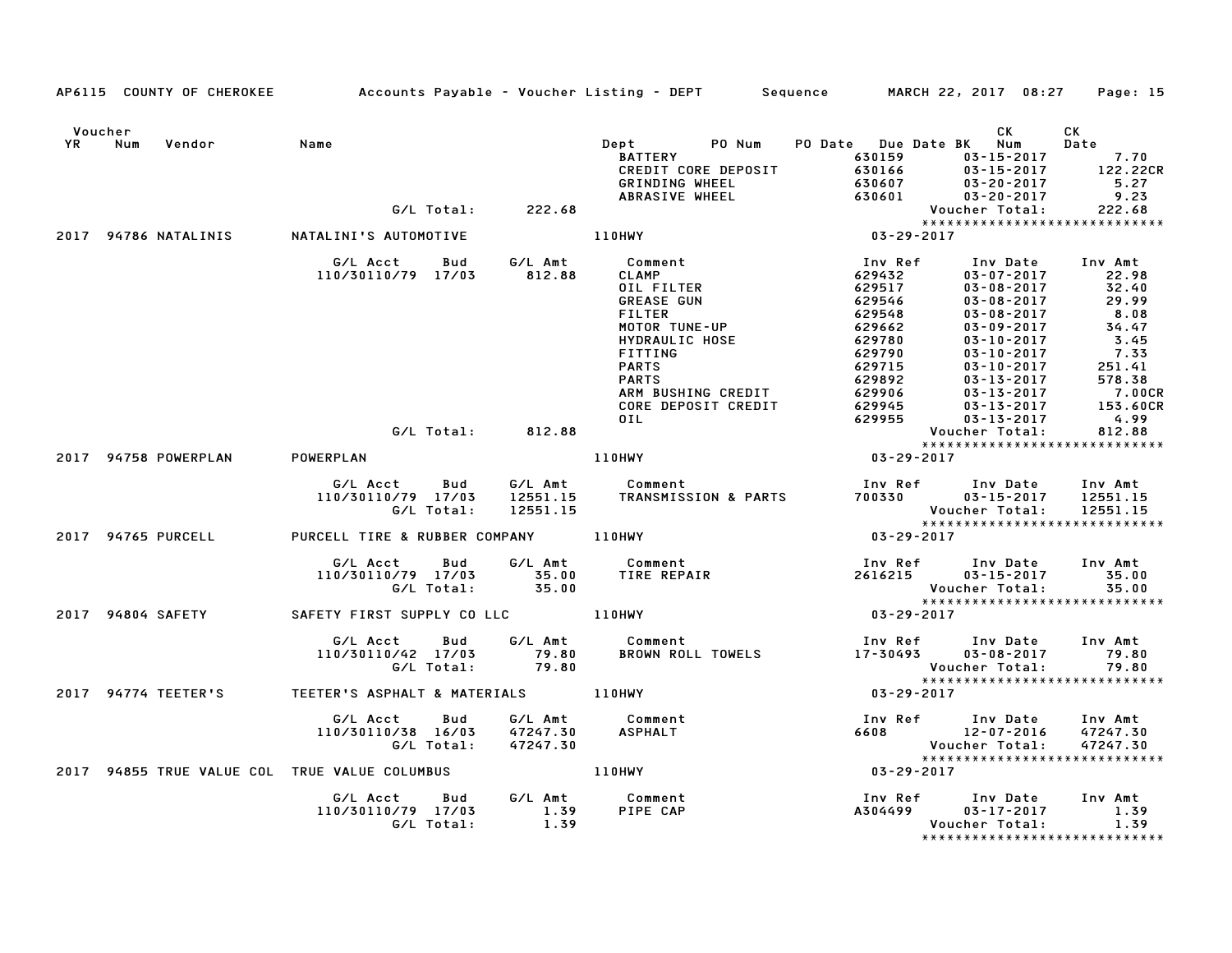AP6115 COUNTY OF CHEROKEE Accounts Payable - Voucher Listing - DEPT Sequence MARCH 22, 2017 08:27 Page: 15

| Voucher YR | Num | Vendor | Name | Dept | PO Num | PO Date | Due Date BK | CK Num | CK Date |
|---|---|---|---|---|---|---|---|---|---|

| | | | Comment | Inv Ref | Inv Date | Inv Amt |
|---|---|---|---|---|---|---|
| | | | BATTERY | 630159 | 03-15-2017 | 7.70 |
| | | | CREDIT CORE DEPOSIT | 630166 | 03-15-2017 | 122.22CR |
| | | | GRINDING WHEEL | 630607 | 03-20-2017 | 5.27 |
| | | | ABRASIVE WHEEL | 630601 | 03-20-2017 | 9.23 |
| G/L Total: | | 222.68 | | | Voucher Total: | 222.68 |

2017 94786 NATALINIS NATALINI'S AUTOMOTIVE 110HWY 03-29-2017

| G/L Acct | Bud | G/L Amt | Comment | Inv Ref | Inv Date | Inv Amt |
|---|---|---|---|---|---|---|
| 110/30110/79 | 17/03 | 812.88 | CLAMP | 629432 | 03-07-2017 | 22.98 |
| | | | OIL FILTER | 629517 | 03-08-2017 | 32.40 |
| | | | GREASE GUN | 629546 | 03-08-2017 | 29.99 |
| | | | FILTER | 629548 | 03-08-2017 | 8.08 |
| | | | MOTOR TUNE-UP | 629662 | 03-09-2017 | 34.47 |
| | | | HYDRAULIC HOSE | 629780 | 03-10-2017 | 3.45 |
| | | | FITTING | 629790 | 03-10-2017 | 7.33 |
| | | | PARTS | 629715 | 03-10-2017 | 251.41 |
| | | | PARTS | 629892 | 03-13-2017 | 578.38 |
| | | | ARM BUSHING CREDIT | 629906 | 03-13-2017 | 7.00CR |
| | | | CORE DEPOSIT CREDIT | 629945 | 03-13-2017 | 153.60CR |
| | | | OIL | 629955 | 03-13-2017 | 4.99 |
| G/L Total: | | 812.88 | | | Voucher Total: | 812.88 |

2017 94758 POWERPLAN POWERPLAN 110HWY 03-29-2017

| G/L Acct | Bud | G/L Amt | Comment | Inv Ref | Inv Date | Inv Amt |
|---|---|---|---|---|---|---|
| 110/30110/79 | 17/03 | 12551.15 | TRANSMISSION & PARTS | 700330 | 03-15-2017 | 12551.15 |
| G/L Total: | | 12551.15 | | | Voucher Total: | 12551.15 |

2017 94765 PURCELL PURCELL TIRE & RUBBER COMPANY 110HWY 03-29-2017

| G/L Acct | Bud | G/L Amt | Comment | Inv Ref | Inv Date | Inv Amt |
|---|---|---|---|---|---|---|
| 110/30110/79 | 17/03 | 35.00 | TIRE REPAIR | 2616215 | 03-15-2017 | 35.00 |
| G/L Total: | | 35.00 | | | Voucher Total: | 35.00 |

2017 94804 SAFETY SAFETY FIRST SUPPLY CO LLC 110HWY 03-29-2017

| G/L Acct | Bud | G/L Amt | Comment | Inv Ref | Inv Date | Inv Amt |
|---|---|---|---|---|---|---|
| 110/30110/42 | 17/03 | 79.80 | BROWN ROLL TOWELS | 17-30493 | 03-08-2017 | 79.80 |
| G/L Total: | | 79.80 | | | Voucher Total: | 79.80 |

2017 94774 TEETER'S TEETER'S ASPHALT & MATERIALS 110HWY 03-29-2017

| G/L Acct | Bud | G/L Amt | Comment | Inv Ref | Inv Date | Inv Amt |
|---|---|---|---|---|---|---|
| 110/30110/38 | 16/03 | 47247.30 | ASPHALT | 6608 | 12-07-2016 | 47247.30 |
| G/L Total: | | 47247.30 | | | Voucher Total: | 47247.30 |

2017 94855 TRUE VALUE COL TRUE VALUE COLUMBUS 110HWY 03-29-2017

| G/L Acct | Bud | G/L Amt | Comment | Inv Ref | Inv Date | Inv Amt |
|---|---|---|---|---|---|---|
| 110/30110/79 | 17/03 | 1.39 | PIPE CAP | A304499 | 03-17-2017 | 1.39 |
| G/L Total: | | 1.39 | | | Voucher Total: | 1.39 |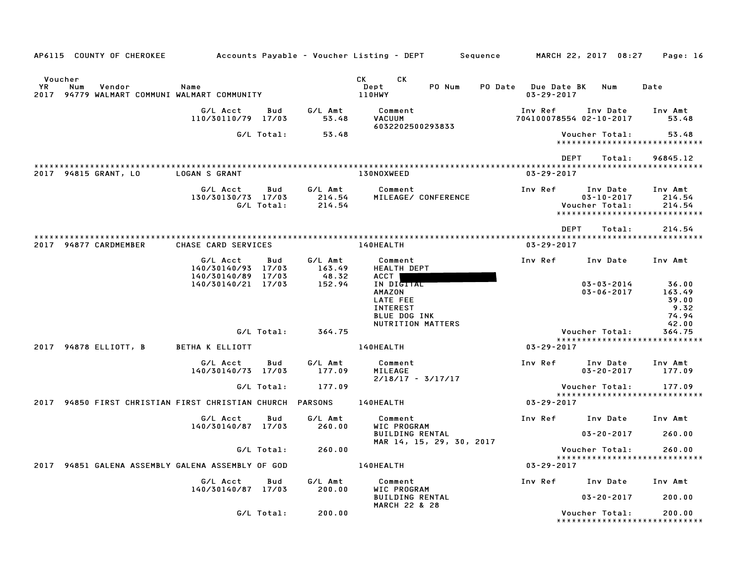AP6115 COUNTY OF CHEROKEE Accounts Payable - Voucher Listing - DEPT Sequence MARCH 22, 2017 08:27

| Voucher YR | Num | Vendor | Name | CK Dept | CK | PO Num | PO Date | Due Date BK | Num | Date |
|---|---|---|---|---|---|---|---|---|---|---|
| 2017 | 94779 | WALMART COMMUNI | WALMART COMMUNITY | 110HWY | | | | 03-29-2017 | | |

| G/L Acct | Bud | G/L Amt | Comment | Inv Ref | Inv Date | Inv Amt |
|---|---|---|---|---|---|---|
| 110/30110/79 | 17/03 | 53.48 | VACUUM 6032202500293833 | 704100078554 | 02-10-2017 | 53.48 |
| | G/L Total: | 53.48 | | | Voucher Total: | 53.48 |

DEPT Total: 96845.12

| Voucher YR | Num | Vendor | Name | CK Dept | Due Date |
|---|---|---|---|---|---|
| 2017 | 94815 | GRANT, LO | LOGAN S GRANT | 130NOXWEED | 03-29-2017 |

| G/L Acct | Bud | G/L Amt | Comment | Inv Ref | Inv Date | Inv Amt |
|---|---|---|---|---|---|---|
| 130/30130/73 | 17/03 | 214.54 | MILEAGE/ CONFERENCE | | 03-10-2017 | 214.54 |
| | G/L Total: | 214.54 | | | Voucher Total: | 214.54 |

DEPT Total: 214.54

| Voucher YR | Num | Vendor | Name | CK Dept | Due Date |
|---|---|---|---|---|---|
| 2017 | 94877 | CARDMEMBER | CHASE CARD SERVICES | 140HEALTH | 03-29-2017 |

| G/L Acct | Bud | G/L Amt | Comment | Inv Ref | Inv Date | Inv Amt |
|---|---|---|---|---|---|---|
| 140/30140/93 | 17/03 | 163.49 | HEALTH DEPT | | | |
| 140/30140/89 | 17/03 | 48.32 | ACCT [REDACTED] | | | |
| 140/30140/21 | 17/03 | 152.94 | IN DIGITAL | | 03-03-2014 | 36.00 |
| | | | AMAZON | | 03-06-2017 | 163.49 |
| | | | LATE FEE | | | 39.00 |
| | | | INTEREST | | | 9.32 |
| | | | BLUE DOG INK | | | 74.94 |
| | | | NUTRITION MATTERS | | | 42.00 |
| | G/L Total: | 364.75 | | | Voucher Total: | 364.75 |

| Voucher YR | Num | Vendor | Name | CK Dept | Due Date |
|---|---|---|---|---|---|
| 2017 | 94878 | ELLIOTT, B | BETHA K ELLIOTT | 140HEALTH | 03-29-2017 |

| G/L Acct | Bud | G/L Amt | Comment | Inv Ref | Inv Date | Inv Amt |
|---|---|---|---|---|---|---|
| 140/30140/73 | 17/03 | 177.09 | MILEAGE 2/18/17 - 3/17/17 | | 03-20-2017 | 177.09 |
| | G/L Total: | 177.09 | | | Voucher Total: | 177.09 |

| Voucher YR | Num | Vendor | Name | CK Dept | Due Date |
|---|---|---|---|---|---|
| 2017 | 94850 | FIRST CHRISTIAN | FIRST CHRISTIAN CHURCH PARSONS | 140HEALTH | 03-29-2017 |

| G/L Acct | Bud | G/L Amt | Comment | Inv Ref | Inv Date | Inv Amt |
|---|---|---|---|---|---|---|
| 140/30140/87 | 17/03 | 260.00 | WIC PROGRAM | | | |
| | | | BUILDING RENTAL MAR 14, 15, 29, 30, 2017 | | 03-20-2017 | 260.00 |
| | G/L Total: | 260.00 | | | Voucher Total: | 260.00 |

| Voucher YR | Num | Vendor | Name | CK Dept | Due Date |
|---|---|---|---|---|---|
| 2017 | 94851 | GALENA ASSEMBLY | GALENA ASSEMBLY OF GOD | 140HEALTH | 03-29-2017 |

| G/L Acct | Bud | G/L Amt | Comment | Inv Ref | Inv Date | Inv Amt |
|---|---|---|---|---|---|---|
| 140/30140/87 | 17/03 | 200.00 | WIC PROGRAM | | | |
| | | | BUILDING RENTAL MARCH 22 & 28 | | 03-20-2017 | 200.00 |
| | G/L Total: | 200.00 | | | Voucher Total: | 200.00 |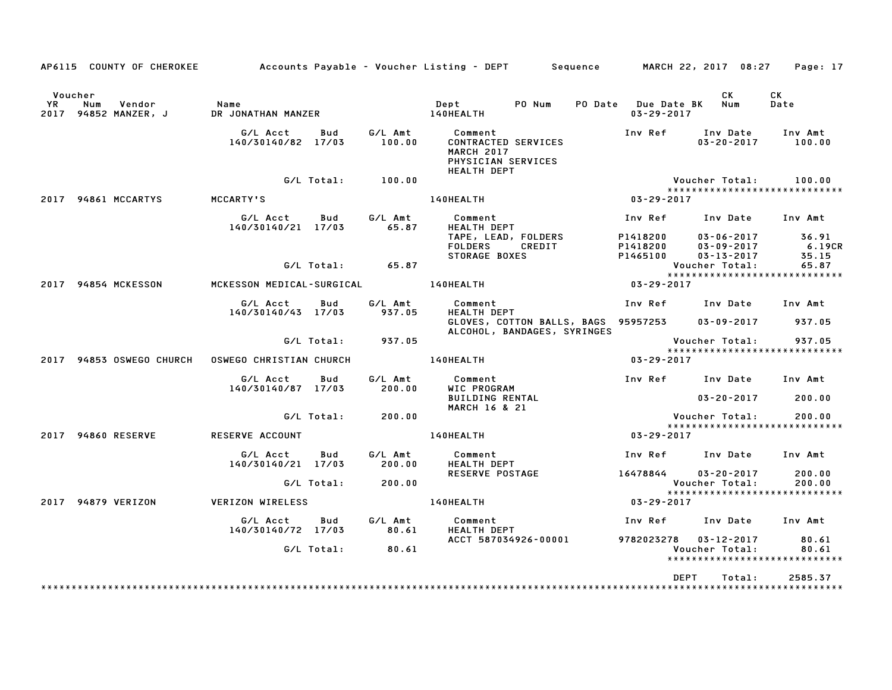AP6115 COUNTY OF CHEROKEE — Accounts Payable - Voucher Listing - DEPT — Sequence — MARCH 22, 2017 08:27

| Voucher YR | Num | Vendor | Name | Dept | PO Num | PO Date | Due Date | BK | CK Num | CK Date |
|---|---|---|---|---|---|---|---|---|---|---|
| 2017 | 94852 | MANZER, J | DR JONATHAN MANZER | 140HEALTH | | | 03-29-2017 | | | |

| G/L Acct | Bud | G/L Amt | Comment | Inv Ref | Inv Date | Inv Amt |
|---|---|---|---|---|---|---|
| 140/30140/82 | 17/03 | 100.00 | CONTRACTED SERVICES MARCH 2017 PHYSICIAN SERVICES HEALTH DEPT | | 03-20-2017 | 100.00 |
| | G/L Total: | 100.00 | | | Voucher Total: | 100.00 |

| Voucher YR | Num | Vendor | Name | Dept | Due Date |
|---|---|---|---|---|---|
| 2017 | 94861 | MCCARTYS | MCCARTY'S | 140HEALTH | 03-29-2017 |

| G/L Acct | Bud | G/L Amt | Comment | Inv Ref | Inv Date | Inv Amt |
|---|---|---|---|---|---|---|
| 140/30140/21 | 17/03 | 65.87 | HEALTH DEPT | | | |
| | | | TAPE, LEAD, FOLDERS | P1418200 | 03-06-2017 | 36.91 |
| | | | FOLDERS CREDIT | P1418200 | 03-09-2017 | 6.19CR |
| | | | STORAGE BOXES | P1465100 | 03-13-2017 | 35.15 |
| | G/L Total: | 65.87 | | | Voucher Total: | 65.87 |

| Voucher YR | Num | Vendor | Name | Dept | Due Date |
|---|---|---|---|---|---|
| 2017 | 94854 | MCKESSON | MCKESSON MEDICAL-SURGICAL | 140HEALTH | 03-29-2017 |

| G/L Acct | Bud | G/L Amt | Comment | Inv Ref | Inv Date | Inv Amt |
|---|---|---|---|---|---|---|
| 140/30140/43 | 17/03 | 937.05 | HEALTH DEPT | | | |
| | | | GLOVES, COTTON BALLS, BAGS ALCOHOL, BANDAGES, SYRINGES | 95957253 | 03-09-2017 | 937.05 |
| | G/L Total: | 937.05 | | | Voucher Total: | 937.05 |

| Voucher YR | Num | Vendor | Name | Dept | Due Date |
|---|---|---|---|---|---|
| 2017 | 94853 | OSWEGO CHURCH | OSWEGO CHRISTIAN CHURCH | 140HEALTH | 03-29-2017 |

| G/L Acct | Bud | G/L Amt | Comment | Inv Ref | Inv Date | Inv Amt |
|---|---|---|---|---|---|---|
| 140/30140/87 | 17/03 | 200.00 | WIC PROGRAM | | | |
| | | | BUILDING RENTAL MARCH 16 & 21 | | 03-20-2017 | 200.00 |
| | G/L Total: | 200.00 | | | Voucher Total: | 200.00 |

| Voucher YR | Num | Vendor | Name | Dept | Due Date |
|---|---|---|---|---|---|
| 2017 | 94860 | RESERVE | RESERVE ACCOUNT | 140HEALTH | 03-29-2017 |

| G/L Acct | Bud | G/L Amt | Comment | Inv Ref | Inv Date | Inv Amt |
|---|---|---|---|---|---|---|
| 140/30140/21 | 17/03 | 200.00 | HEALTH DEPT | | | |
| | | | RESERVE POSTAGE | 16478844 | 03-20-2017 | 200.00 |
| | G/L Total: | 200.00 | | | Voucher Total: | 200.00 |

| Voucher YR | Num | Vendor | Name | Dept | Due Date |
|---|---|---|---|---|---|
| 2017 | 94879 | VERIZON | VERIZON WIRELESS | 140HEALTH | 03-29-2017 |

| G/L Acct | Bud | G/L Amt | Comment | Inv Ref | Inv Date | Inv Amt |
|---|---|---|---|---|---|---|
| 140/30140/72 | 17/03 | 80.61 | HEALTH DEPT | | | |
| | | | ACCT 587034926-00001 | 9782023278 | 03-12-2017 | 80.61 |
| | G/L Total: | 80.61 | | | Voucher Total: | 80.61 |

DEPT Total: 2585.37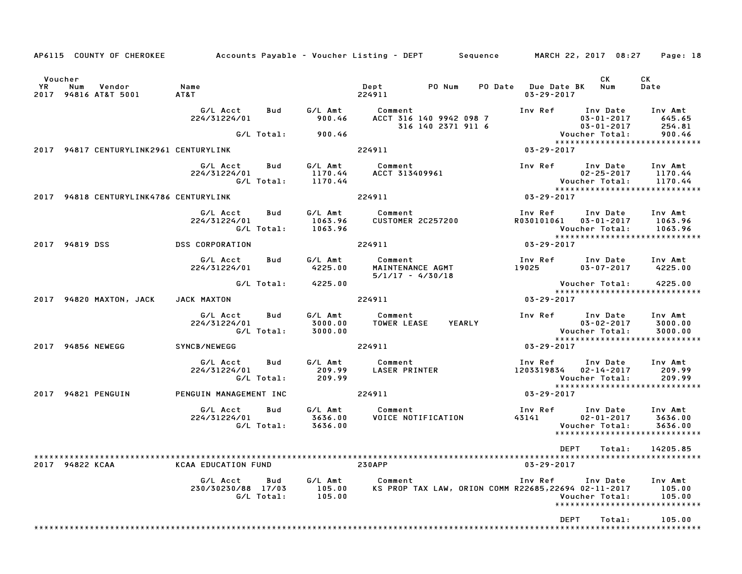AP6115 COUNTY OF CHEROKEE    Accounts Payable - Voucher Listing - DEPT    Sequence    MARCH 22, 2017 08:27

| Voucher YR | Num | Vendor | Name | Dept | PO Num | PO Date | Due Date BK | CK Num | CK Date |
|---|---|---|---|---|---|---|---|---|---|
| 2017 | 94816 | AT&T 5001 | AT&T | 224911 | | | 03-29-2017 | | |

| G/L Acct | Bud | G/L Amt | Comment | Inv Ref | Inv Date | Inv Amt |
|---|---|---|---|---|---|---|
| 224/31224/01 | | 900.46 | ACCT 316 140 9942 098 7 | | 03-01-2017 | 645.65 |
| | | | 316 140 2371 911 6 | | 03-01-2017 | 254.81 |
| | G/L Total: | 900.46 | | | Voucher Total: | 900.46 |

| Voucher YR | Num | Vendor | Name | Dept | Due Date |
|---|---|---|---|---|---|
| 2017 | 94817 | CENTURYLINK2961 | CENTURYLINK | 224911 | 03-29-2017 |

| G/L Acct | Bud | G/L Amt | Comment | Inv Ref | Inv Date | Inv Amt |
|---|---|---|---|---|---|---|
| 224/31224/01 | | 1170.44 | ACCT 313409961 | | 02-25-2017 | 1170.44 |
| | G/L Total: | 1170.44 | | | Voucher Total: | 1170.44 |

| Voucher YR | Num | Vendor | Name | Dept | Due Date |
|---|---|---|---|---|---|
| 2017 | 94818 | CENTURYLINK4786 | CENTURYLINK | 224911 | 03-29-2017 |

| G/L Acct | Bud | G/L Amt | Comment | Inv Ref | Inv Date | Inv Amt |
|---|---|---|---|---|---|---|
| 224/31224/01 | | 1063.96 | CUSTOMER 2C257200 | R030101061 | 03-01-2017 | 1063.96 |
| | G/L Total: | 1063.96 | | | Voucher Total: | 1063.96 |

| Voucher YR | Num | Vendor | Name | Dept | Due Date |
|---|---|---|---|---|---|
| 2017 | 94819 | DSS | DSS CORPORATION | 224911 | 03-29-2017 |

| G/L Acct | Bud | G/L Amt | Comment | Inv Ref | Inv Date | Inv Amt |
|---|---|---|---|---|---|---|
| 224/31224/01 | | 4225.00 | MAINTENANCE AGMT 5/1/17 - 4/30/18 | 19025 | 03-07-2017 | 4225.00 |
| | G/L Total: | 4225.00 | | | Voucher Total: | 4225.00 |

| Voucher YR | Num | Vendor | Name | Dept | Due Date |
|---|---|---|---|---|---|
| 2017 | 94820 | MAXTON, JACK | JACK MAXTON | 224911 | 03-29-2017 |

| G/L Acct | Bud | G/L Amt | Comment | Inv Ref | Inv Date | Inv Amt |
|---|---|---|---|---|---|---|
| 224/31224/01 | | 3000.00 | TOWER LEASE YEARLY | | 03-02-2017 | 3000.00 |
| | G/L Total: | 3000.00 | | | Voucher Total: | 3000.00 |

| Voucher YR | Num | Vendor | Name | Dept | Due Date |
|---|---|---|---|---|---|
| 2017 | 94856 | NEWEGG | SYNCB/NEWEGG | 224911 | 03-29-2017 |

| G/L Acct | Bud | G/L Amt | Comment | Inv Ref | Inv Date | Inv Amt |
|---|---|---|---|---|---|---|
| 224/31224/01 | | 209.99 | LASER PRINTER | 1203319834 | 02-14-2017 | 209.99 |
| | G/L Total: | 209.99 | | | Voucher Total: | 209.99 |

| Voucher YR | Num | Vendor | Name | Dept | Due Date |
|---|---|---|---|---|---|
| 2017 | 94821 | PENGUIN | PENGUIN MANAGEMENT INC | 224911 | 03-29-2017 |

| G/L Acct | Bud | G/L Amt | Comment | Inv Ref | Inv Date | Inv Amt |
|---|---|---|---|---|---|---|
| 224/31224/01 | | 3636.00 | VOICE NOTIFICATION | 43141 | 02-01-2017 | 3636.00 |
| | G/L Total: | 3636.00 | | | Voucher Total: | 3636.00 |

DEPT Total: 14205.85

| Voucher YR | Num | Vendor | Name | Dept | Due Date |
|---|---|---|---|---|---|
| 2017 | 94822 | KCAA | KCAA EDUCATION FUND | 230APP | 03-29-2017 |

| G/L Acct | Bud | G/L Amt | Comment | Inv Ref | Inv Date | Inv Amt |
|---|---|---|---|---|---|---|
| 230/30230/88 | 17/03 | 105.00 | KS PROP TAX LAW, ORION COMM | R22685,22694 | 02-11-2017 | 105.00 |
| | G/L Total: | 105.00 | | | Voucher Total: | 105.00 |

DEPT Total: 105.00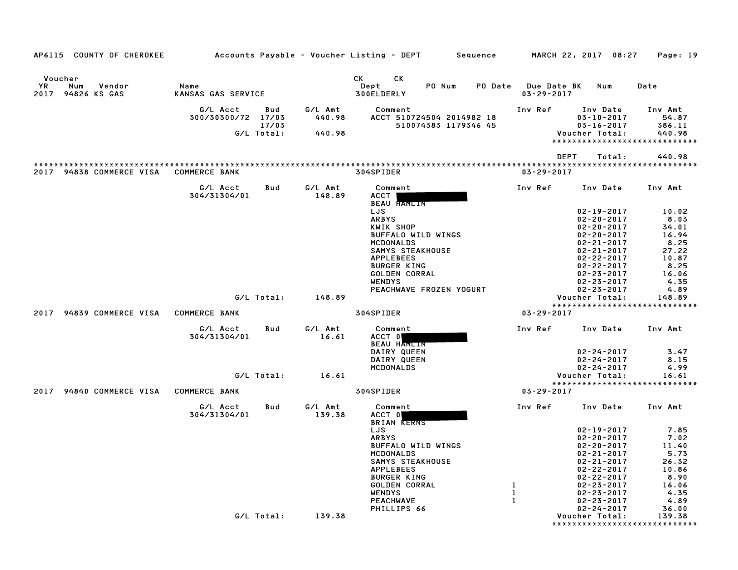AP6115 COUNTY OF CHEROKEE — Accounts Payable - Voucher Listing - DEPT — Sequence — MARCH 22, 2017 08:27

| Voucher YR | Num | Vendor | Name | CK Dept | CK | PO Num | PO Date | Due Date | BK | Num | Date |
|---|---|---|---|---|---|---|---|---|---|---|---|
| 2017 | 94826 | KS GAS | KANSAS GAS SERVICE | 300ELDERLY | | | | 03-29-2017 | | | |

| G/L Acct | Bud | G/L Amt | Comment | Inv Ref | Inv Date | Inv Amt |
|---|---|---|---|---|---|---|
| 300/30300/72 | 17/03 | 440.98 | ACCT 510724504 2014982 18 | | 03-10-2017 | 54.87 |
| | 17/03 | | 510074383 1179346 45 | | 03-16-2017 | 386.11 |
| | G/L Total: | 440.98 | | | Voucher Total: | 440.98 |

DEPT Total: 440.98

| YR | Num | Vendor | Name | Dept | Due Date |
|---|---|---|---|---|---|
| 2017 | 94838 | COMMERCE VISA | COMMERCE BANK | 304SPIDER | 03-29-2017 |

| G/L Acct | Bud | G/L Amt | Comment | Inv Ref | Inv Date | Inv Amt |
|---|---|---|---|---|---|---|
| 304/31304/01 | | 148.89 | ACCT [REDACTED] | | | |
| | | | BEAU HAMLIN | | | |
| | | | LJS | | 02-19-2017 | 10.02 |
| | | | ARBYS | | 02-20-2017 | 8.03 |
| | | | KWIK SHOP | | 02-20-2017 | 34.01 |
| | | | BUFFALO WILD WINGS | | 02-20-2017 | 16.94 |
| | | | MCDONALDS | | 02-21-2017 | 8.25 |
| | | | SAMYS STEAKHOUSE | | 02-21-2017 | 27.22 |
| | | | APPLEBEES | | 02-22-2017 | 10.87 |
| | | | BURGER KING | | 02-22-2017 | 8.25 |
| | | | GOLDEN CORRAL | | 02-23-2017 | 16.06 |
| | | | WENDYS | | 02-23-2017 | 4.35 |
| | | | PEACHWAVE FROZEN YOGURT | | 02-23-2017 | 4.89 |
| | G/L Total: | 148.89 | | | Voucher Total: | 148.89 |

| YR | Num | Vendor | Name | Dept | Due Date |
|---|---|---|---|---|---|
| 2017 | 94839 | COMMERCE VISA | COMMERCE BANK | 304SPIDER | 03-29-2017 |

| G/L Acct | Bud | G/L Amt | Comment | Inv Ref | Inv Date | Inv Amt |
|---|---|---|---|---|---|---|
| 304/31304/01 | | 16.61 | ACCT 0[REDACTED] | | | |
| | | | BEAU HAMLIN | | | |
| | | | DAIRY QUEEN | | 02-24-2017 | 3.47 |
| | | | DAIRY QUEEN | | 02-24-2017 | 8.15 |
| | | | MCDONALDS | | 02-24-2017 | 4.99 |
| | G/L Total: | 16.61 | | | Voucher Total: | 16.61 |

| YR | Num | Vendor | Name | Dept | Due Date |
|---|---|---|---|---|---|
| 2017 | 94840 | COMMERCE VISA | COMMERCE BANK | 304SPIDER | 03-29-2017 |

| G/L Acct | Bud | G/L Amt | Comment | Inv Ref | Inv Date | Inv Amt |
|---|---|---|---|---|---|---|
| 304/31304/01 | | 139.38 | ACCT 0[REDACTED] | | | |
| | | | BRIAN KERNS | | | |
| | | | LJS | | 02-19-2017 | 7.85 |
| | | | ARBYS | | 02-20-2017 | 7.02 |
| | | | BUFFALO WILD WINGS | | 02-20-2017 | 11.40 |
| | | | MCDONALDS | | 02-21-2017 | 5.73 |
| | | | SAMYS STEAKHOUSE | | 02-21-2017 | 26.32 |
| | | | APPLEBEES | | 02-22-2017 | 10.86 |
| | | | BURGER KING | | 02-22-2017 | 8.90 |
| | | | GOLDEN CORRAL | 1 | 02-23-2017 | 16.06 |
| | | | WENDYS | 1 | 02-23-2017 | 4.35 |
| | | | PEACHWAVE | 1 | 02-23-2017 | 4.89 |
| | | | PHILLIPS 66 | | 02-24-2017 | 36.00 |
| | G/L Total: | 139.38 | | | Voucher Total: | 139.38 |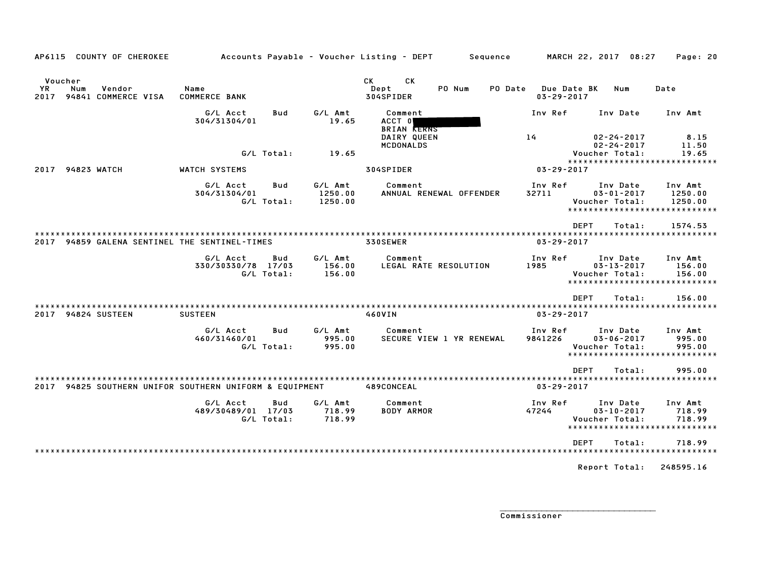AP6115 COUNTY OF CHEROKEE Accounts Payable - Voucher Listing - DEPT Sequence MARCH 22, 2017 08:27 Page: 20

| Voucher YR | Num | Vendor | Name | CK Dept | CK | PO Num | PO Date | Due Date BK | Num | Date |
|---|---|---|---|---|---|---|---|---|---|---|
| 2017 | 94841 | COMMERCE VISA | COMMERCE BANK | 304SPIDER | | | | 03-29-2017 | | |

| G/L Acct | Bud | G/L Amt | Comment | Inv Ref | Inv Date | Inv Amt |
|---|---|---|---|---|---|---|
| 304/31304/01 | | 19.65 | ACCT 0 | | | |
| | | | BRIAN KERNS | | | |
| | | | DAIRY QUEEN | 14 | 02-24-2017 | 8.15 |
| | | | MCDONALDS | | 02-24-2017 | 11.50 |
| | G/L Total: | 19.65 | | | Voucher Total: | 19.65 |

****************************

| | | | | | | |
|---|---|---|---|---|---|---|
| 2017 | 94823 | WATCH | WATCH SYSTEMS | 304SPIDER | | 03-29-2017 |

| G/L Acct | Bud | G/L Amt | Comment | Inv Ref | Inv Date | Inv Amt |
|---|---|---|---|---|---|---|
| 304/31304/01 | | 1250.00 | ANNUAL RENEWAL OFFENDER | 32711 | 03-01-2017 | 1250.00 |
| | G/L Total: | 1250.00 | | | Voucher Total: | 1250.00 |

****************************

DEPT Total: 1574.53

****************************

| | | | | | | |
|---|---|---|---|---|---|---|
| 2017 | 94859 | GALENA SENTINEL | THE SENTINEL-TIMES | 330SEWER | | 03-29-2017 |

| G/L Acct | Bud | G/L Amt | Comment | Inv Ref | Inv Date | Inv Amt |
|---|---|---|---|---|---|---|
| 330/30330/78 | 17/03 | 156.00 | LEGAL RATE RESOLUTION | 1985 | 03-13-2017 | 156.00 |
| | G/L Total: | 156.00 | | | Voucher Total: | 156.00 |

****************************

DEPT Total: 156.00

****************************

| | | | | | | |
|---|---|---|---|---|---|---|
| 2017 | 94824 | SUSTEEN | SUSTEEN | 460VIN | | 03-29-2017 |

| G/L Acct | Bud | G/L Amt | Comment | Inv Ref | Inv Date | Inv Amt |
|---|---|---|---|---|---|---|
| 460/31460/01 | | 995.00 | SECURE VIEW 1 YR RENEWAL | 9841226 | 03-06-2017 | 995.00 |
| | G/L Total: | 995.00 | | | Voucher Total: | 995.00 |

****************************

DEPT Total: 995.00

****************************

| | | | | | | |
|---|---|---|---|---|---|---|
| 2017 | 94825 | SOUTHERN UNIFOR | SOUTHERN UNIFORM & EQUIPMENT | 489CONCEAL | | 03-29-2017 |

| G/L Acct | Bud | G/L Amt | Comment | Inv Ref | Inv Date | Inv Amt |
|---|---|---|---|---|---|---|
| 489/30489/01 | 17/03 | 718.99 | BODY ARMOR | 47244 | 03-10-2017 | 718.99 |
| | G/L Total: | 718.99 | | | Voucher Total: | 718.99 |

****************************

DEPT Total: 718.99

****************************

Report Total: 248595.16

______________________________
Commissioner